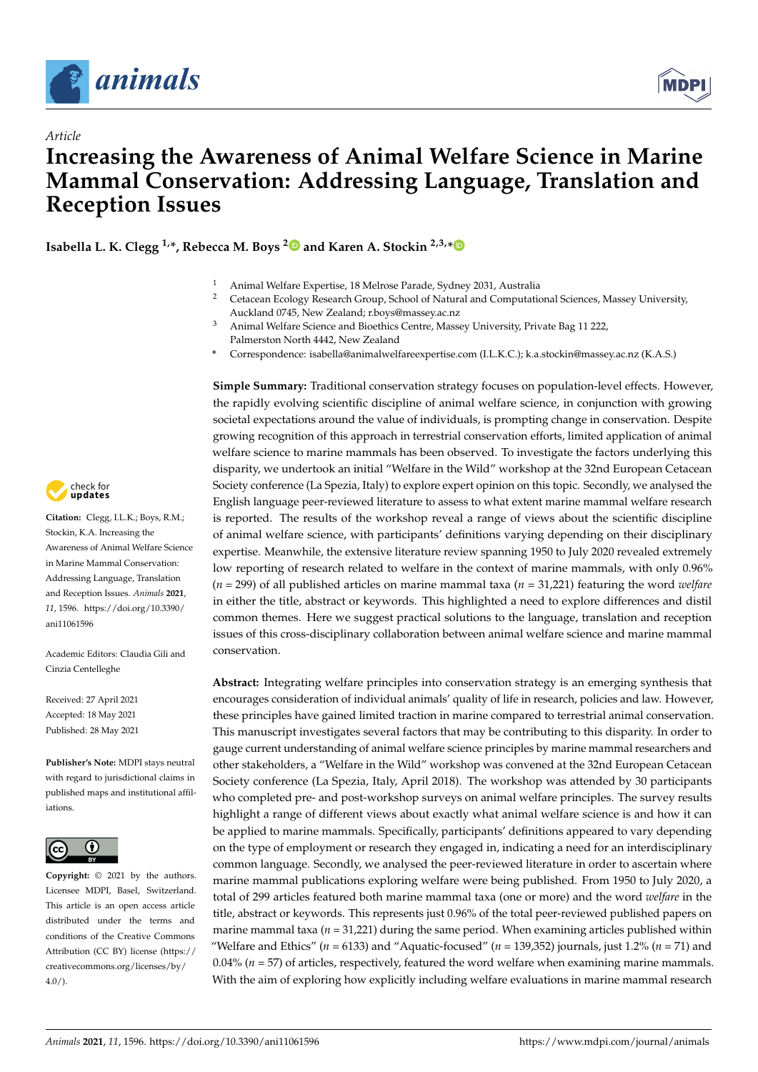*Article*

# Increasing the Awareness of Animal Welfare Science in Marine Mammal Conservation: Addressing Language, Translation and Reception Issues

**Isabella L. K. Clegg [1,*], Rebecca M. Boys [2] and Karen A. Stockin [2,3,*]**

[1] Animal Welfare Expertise, 18 Melrose Parade, Sydney 2031, Australia
[2] Cetacean Ecology Research Group, School of Natural and Computational Sciences, Massey University, Auckland 0745, New Zealand; r.boys@massey.ac.nz
[3] Animal Welfare Science and Bioethics Centre, Massey University, Private Bag 11 222, Palmerston North 4442, New Zealand
[*] Correspondence: isabella@animalwelfareexpertise.com (I.L.K.C.); k.a.stockin@massey.ac.nz (K.A.S.)

**Citation:** Clegg, I.L.K.; Boys, R.M.; Stockin, K.A. Increasing the Awareness of Animal Welfare Science in Marine Mammal Conservation: Addressing Language, Translation and Reception Issues. *Animals* **2021**, *11*, 1596. https://doi.org/10.3390/ani11061596

Academic Editors: Claudia Gili and Cinzia Centelleghe

Received: 27 April 2021
Accepted: 18 May 2021
Published: 28 May 2021

**Publisher's Note:** MDPI stays neutral with regard to jurisdictional claims in published maps and institutional affiliations.

**Copyright:** © 2021 by the authors. Licensee MDPI, Basel, Switzerland. This article is an open access article distributed under the terms and conditions of the Creative Commons Attribution (CC BY) license (https://creativecommons.org/licenses/by/4.0/).

**Simple Summary:** Traditional conservation strategy focuses on population-level effects. However, the rapidly evolving scientific discipline of animal welfare science, in conjunction with growing societal expectations around the value of individuals, is prompting change in conservation. Despite growing recognition of this approach in terrestrial conservation efforts, limited application of animal welfare science to marine mammals has been observed. To investigate the factors underlying this disparity, we undertook an initial "Welfare in the Wild" workshop at the 32nd European Cetacean Society conference (La Spezia, Italy) to explore expert opinion on this topic. Secondly, we analysed the English language peer-reviewed literature to assess to what extent marine mammal welfare research is reported. The results of the workshop reveal a range of views about the scientific discipline of animal welfare science, with participants' definitions varying depending on their disciplinary expertise. Meanwhile, the extensive literature review spanning 1950 to July 2020 revealed extremely low reporting of research related to welfare in the context of marine mammals, with only 0.96% ($n$ = 299) of all published articles on marine mammal taxa ($n$ = 31,221) featuring the word *welfare* in either the title, abstract or keywords. This highlighted a need to explore differences and distil common themes. Here we suggest practical solutions to the language, translation and reception issues of this cross-disciplinary collaboration between animal welfare science and marine mammal conservation.

**Abstract:** Integrating welfare principles into conservation strategy is an emerging synthesis that encourages consideration of individual animals' quality of life in research, policies and law. However, these principles have gained limited traction in marine compared to terrestrial animal conservation. This manuscript investigates several factors that may be contributing to this disparity. In order to gauge current understanding of animal welfare science principles by marine mammal researchers and other stakeholders, a "Welfare in the Wild" workshop was convened at the 32nd European Cetacean Society conference (La Spezia, Italy, April 2018). The workshop was attended by 30 participants who completed pre- and post-workshop surveys on animal welfare principles. The survey results highlight a range of different views about exactly what animal welfare science is and how it can be applied to marine mammals. Specifically, participants' definitions appeared to vary depending on the type of employment or research they engaged in, indicating a need for an interdisciplinary common language. Secondly, we analysed the peer-reviewed literature in order to ascertain where marine mammal publications exploring welfare were being published. From 1950 to July 2020, a total of 299 articles featured both marine mammal taxa (one or more) and the word *welfare* in the title, abstract or keywords. This represents just 0.96% of the total peer-reviewed published papers on marine mammal taxa ($n$ = 31,221) during the same period. When examining articles published within "Welfare and Ethics" ($n$ = 6133) and "Aquatic-focused" ($n$ = 139,352) journals, just 1.2% ($n$ = 71) and 0.04% ($n$ = 57) of articles, respectively, featured the word welfare when examining marine mammals. With the aim of exploring how explicitly including welfare evaluations in marine mammal research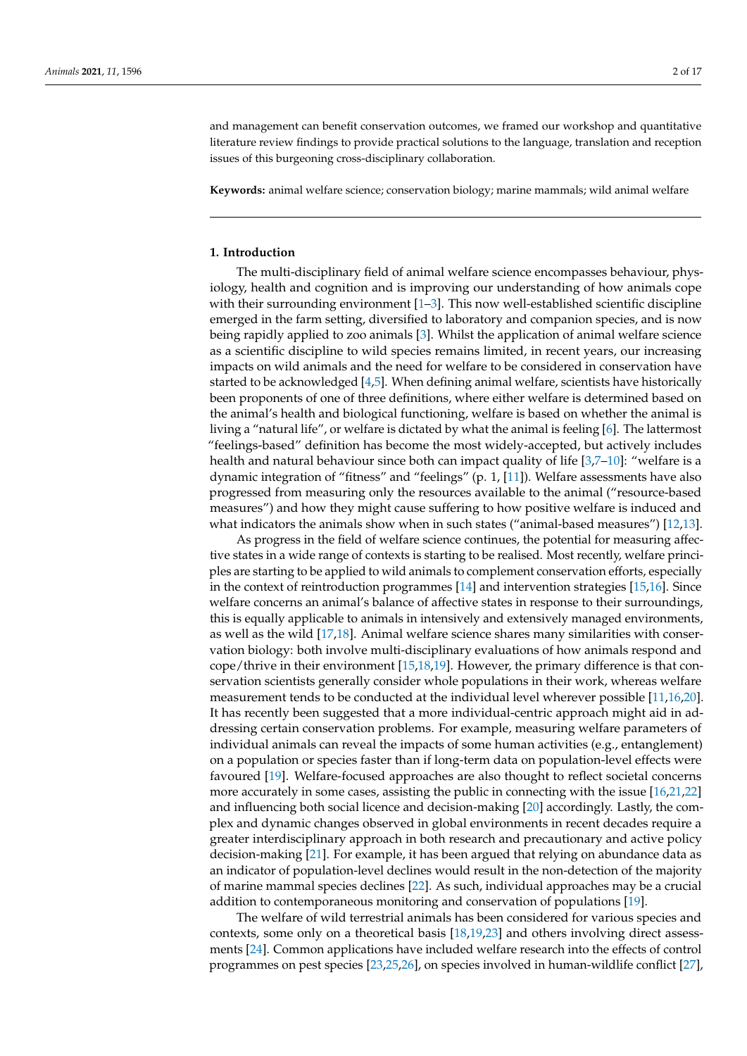and management can benefit conservation outcomes, we framed our workshop and quantitative literature review findings to provide practical solutions to the language, translation and reception issues of this burgeoning cross-disciplinary collaboration.

**Keywords:** animal welfare science; conservation biology; marine mammals; wild animal welfare

## 1. Introduction

The multi-disciplinary field of animal welfare science encompasses behaviour, physiology, health and cognition and is improving our understanding of how animals cope with their surrounding environment [1–3]. This now well-established scientific discipline emerged in the farm setting, diversified to laboratory and companion species, and is now being rapidly applied to zoo animals [3]. Whilst the application of animal welfare science as a scientific discipline to wild species remains limited, in recent years, our increasing impacts on wild animals and the need for welfare to be considered in conservation have started to be acknowledged [4,5]. When defining animal welfare, scientists have historically been proponents of one of three definitions, where either welfare is determined based on the animal's health and biological functioning, welfare is based on whether the animal is living a "natural life", or welfare is dictated by what the animal is feeling [6]. The lattermost "feelings-based" definition has become the most widely-accepted, but actively includes health and natural behaviour since both can impact quality of life [3,7–10]: "welfare is a dynamic integration of "fitness" and "feelings" (p. 1, [11]). Welfare assessments have also progressed from measuring only the resources available to the animal ("resource-based measures") and how they might cause suffering to how positive welfare is induced and what indicators the animals show when in such states ("animal-based measures") [12,13].

As progress in the field of welfare science continues, the potential for measuring affective states in a wide range of contexts is starting to be realised. Most recently, welfare principles are starting to be applied to wild animals to complement conservation efforts, especially in the context of reintroduction programmes [14] and intervention strategies [15,16]. Since welfare concerns an animal's balance of affective states in response to their surroundings, this is equally applicable to animals in intensively and extensively managed environments, as well as the wild [17,18]. Animal welfare science shares many similarities with conservation biology: both involve multi-disciplinary evaluations of how animals respond and cope/thrive in their environment [15,18,19]. However, the primary difference is that conservation scientists generally consider whole populations in their work, whereas welfare measurement tends to be conducted at the individual level wherever possible [11,16,20]. It has recently been suggested that a more individual-centric approach might aid in addressing certain conservation problems. For example, measuring welfare parameters of individual animals can reveal the impacts of some human activities (e.g., entanglement) on a population or species faster than if long-term data on population-level effects were favoured [19]. Welfare-focused approaches are also thought to reflect societal concerns more accurately in some cases, assisting the public in connecting with the issue [16,21,22] and influencing both social licence and decision-making [20] accordingly. Lastly, the complex and dynamic changes observed in global environments in recent decades require a greater interdisciplinary approach in both research and precautionary and active policy decision-making [21]. For example, it has been argued that relying on abundance data as an indicator of population-level declines would result in the non-detection of the majority of marine mammal species declines [22]. As such, individual approaches may be a crucial addition to contemporaneous monitoring and conservation of populations [19].

The welfare of wild terrestrial animals has been considered for various species and contexts, some only on a theoretical basis [18,19,23] and others involving direct assessments [24]. Common applications have included welfare research into the effects of control programmes on pest species [23,25,26], on species involved in human-wildlife conflict [27],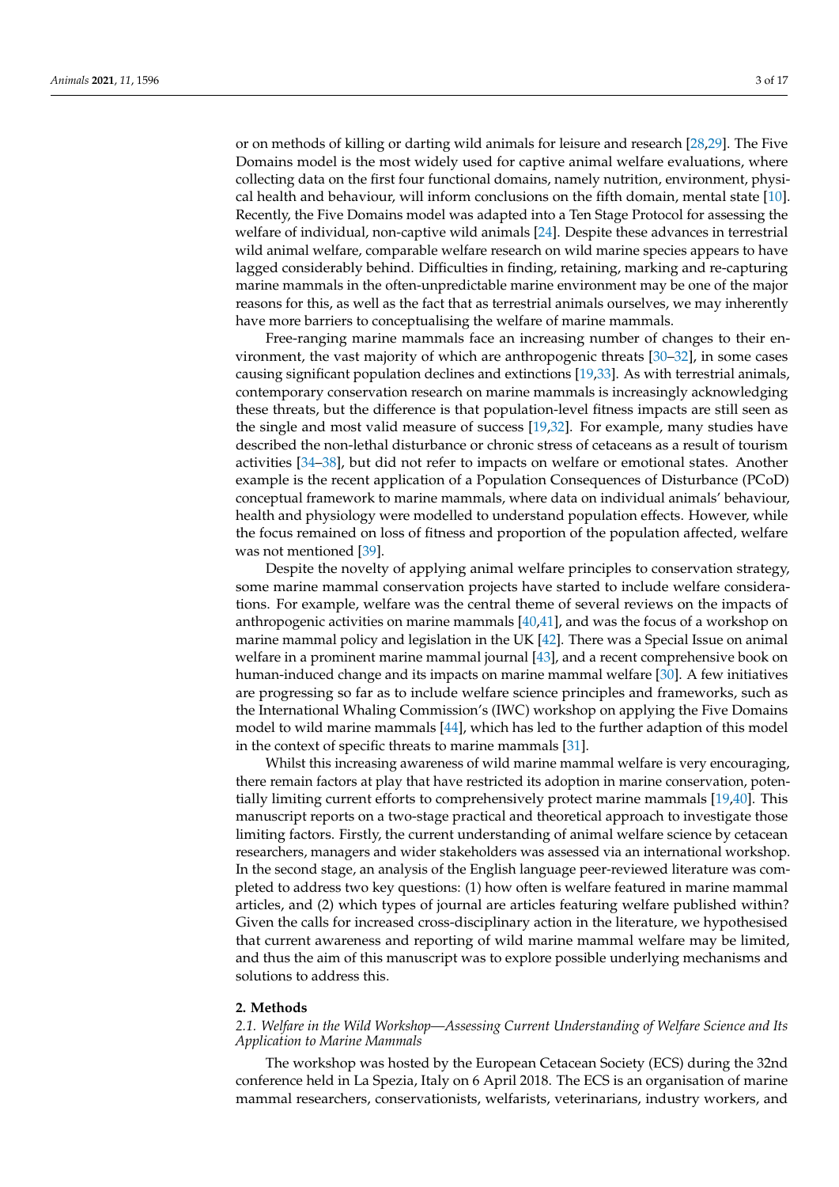or on methods of killing or darting wild animals for leisure and research [28,29]. The Five Domains model is the most widely used for captive animal welfare evaluations, where collecting data on the first four functional domains, namely nutrition, environment, physical health and behaviour, will inform conclusions on the fifth domain, mental state [10]. Recently, the Five Domains model was adapted into a Ten Stage Protocol for assessing the welfare of individual, non-captive wild animals [24]. Despite these advances in terrestrial wild animal welfare, comparable welfare research on wild marine species appears to have lagged considerably behind. Difficulties in finding, retaining, marking and re-capturing marine mammals in the often-unpredictable marine environment may be one of the major reasons for this, as well as the fact that as terrestrial animals ourselves, we may inherently have more barriers to conceptualising the welfare of marine mammals.

Free-ranging marine mammals face an increasing number of changes to their environment, the vast majority of which are anthropogenic threats [30–32], in some cases causing significant population declines and extinctions [19,33]. As with terrestrial animals, contemporary conservation research on marine mammals is increasingly acknowledging these threats, but the difference is that population-level fitness impacts are still seen as the single and most valid measure of success [19,32]. For example, many studies have described the non-lethal disturbance or chronic stress of cetaceans as a result of tourism activities [34–38], but did not refer to impacts on welfare or emotional states. Another example is the recent application of a Population Consequences of Disturbance (PCoD) conceptual framework to marine mammals, where data on individual animals' behaviour, health and physiology were modelled to understand population effects. However, while the focus remained on loss of fitness and proportion of the population affected, welfare was not mentioned [39].

Despite the novelty of applying animal welfare principles to conservation strategy, some marine mammal conservation projects have started to include welfare considerations. For example, welfare was the central theme of several reviews on the impacts of anthropogenic activities on marine mammals [40,41], and was the focus of a workshop on marine mammal policy and legislation in the UK [42]. There was a Special Issue on animal welfare in a prominent marine mammal journal [43], and a recent comprehensive book on human-induced change and its impacts on marine mammal welfare [30]. A few initiatives are progressing so far as to include welfare science principles and frameworks, such as the International Whaling Commission's (IWC) workshop on applying the Five Domains model to wild marine mammals [44], which has led to the further adaption of this model in the context of specific threats to marine mammals [31].

Whilst this increasing awareness of wild marine mammal welfare is very encouraging, there remain factors at play that have restricted its adoption in marine conservation, potentially limiting current efforts to comprehensively protect marine mammals [19,40]. This manuscript reports on a two-stage practical and theoretical approach to investigate those limiting factors. Firstly, the current understanding of animal welfare science by cetacean researchers, managers and wider stakeholders was assessed via an international workshop. In the second stage, an analysis of the English language peer-reviewed literature was completed to address two key questions: (1) how often is welfare featured in marine mammal articles, and (2) which types of journal are articles featuring welfare published within? Given the calls for increased cross-disciplinary action in the literature, we hypothesised that current awareness and reporting of wild marine mammal welfare may be limited, and thus the aim of this manuscript was to explore possible underlying mechanisms and solutions to address this.

## 2. Methods

### *2.1. Welfare in the Wild Workshop—Assessing Current Understanding of Welfare Science and Its Application to Marine Mammals*

The workshop was hosted by the European Cetacean Society (ECS) during the 32nd conference held in La Spezia, Italy on 6 April 2018. The ECS is an organisation of marine mammal researchers, conservationists, welfarists, veterinarians, industry workers, and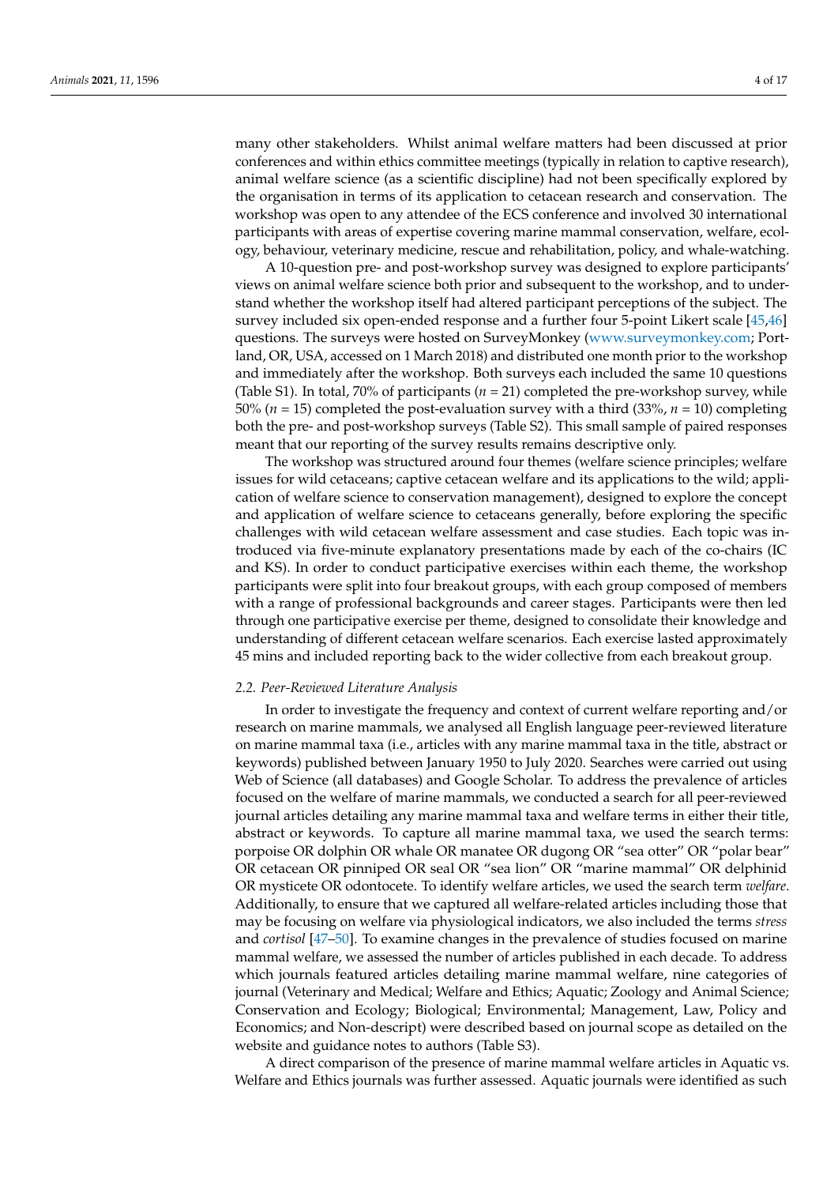many other stakeholders. Whilst animal welfare matters had been discussed at prior conferences and within ethics committee meetings (typically in relation to captive research), animal welfare science (as a scientific discipline) had not been specifically explored by the organisation in terms of its application to cetacean research and conservation. The workshop was open to any attendee of the ECS conference and involved 30 international participants with areas of expertise covering marine mammal conservation, welfare, ecology, behaviour, veterinary medicine, rescue and rehabilitation, policy, and whale-watching.

A 10-question pre- and post-workshop survey was designed to explore participants' views on animal welfare science both prior and subsequent to the workshop, and to understand whether the workshop itself had altered participant perceptions of the subject. The survey included six open-ended response and a further four 5-point Likert scale [45,46] questions. The surveys were hosted on SurveyMonkey (www.surveymonkey.com; Portland, OR, USA, accessed on 1 March 2018) and distributed one month prior to the workshop and immediately after the workshop. Both surveys each included the same 10 questions (Table S1). In total, 70% of participants (*n* = 21) completed the pre-workshop survey, while 50% (*n* = 15) completed the post-evaluation survey with a third (33%, *n* = 10) completing both the pre- and post-workshop surveys (Table S2). This small sample of paired responses meant that our reporting of the survey results remains descriptive only.

The workshop was structured around four themes (welfare science principles; welfare issues for wild cetaceans; captive cetacean welfare and its applications to the wild; application of welfare science to conservation management), designed to explore the concept and application of welfare science to cetaceans generally, before exploring the specific challenges with wild cetacean welfare assessment and case studies. Each topic was introduced via five-minute explanatory presentations made by each of the co-chairs (IC and KS). In order to conduct participative exercises within each theme, the workshop participants were split into four breakout groups, with each group composed of members with a range of professional backgrounds and career stages. Participants were then led through one participative exercise per theme, designed to consolidate their knowledge and understanding of different cetacean welfare scenarios. Each exercise lasted approximately 45 mins and included reporting back to the wider collective from each breakout group.

### 2.2. Peer-Reviewed Literature Analysis

In order to investigate the frequency and context of current welfare reporting and/or research on marine mammals, we analysed all English language peer-reviewed literature on marine mammal taxa (i.e., articles with any marine mammal taxa in the title, abstract or keywords) published between January 1950 to July 2020. Searches were carried out using Web of Science (all databases) and Google Scholar. To address the prevalence of articles focused on the welfare of marine mammals, we conducted a search for all peer-reviewed journal articles detailing any marine mammal taxa and welfare terms in either their title, abstract or keywords. To capture all marine mammal taxa, we used the search terms: porpoise OR dolphin OR whale OR manatee OR dugong OR "sea otter" OR "polar bear" OR cetacean OR pinniped OR seal OR "sea lion" OR "marine mammal" OR delphinid OR mysticete OR odontocete. To identify welfare articles, we used the search term *welfare*. Additionally, to ensure that we captured all welfare-related articles including those that may be focusing on welfare via physiological indicators, we also included the terms *stress* and *cortisol* [47–50]. To examine changes in the prevalence of studies focused on marine mammal welfare, we assessed the number of articles published in each decade. To address which journals featured articles detailing marine mammal welfare, nine categories of journal (Veterinary and Medical; Welfare and Ethics; Aquatic; Zoology and Animal Science; Conservation and Ecology; Biological; Environmental; Management, Law, Policy and Economics; and Non-descript) were described based on journal scope as detailed on the website and guidance notes to authors (Table S3).

A direct comparison of the presence of marine mammal welfare articles in Aquatic vs. Welfare and Ethics journals was further assessed. Aquatic journals were identified as such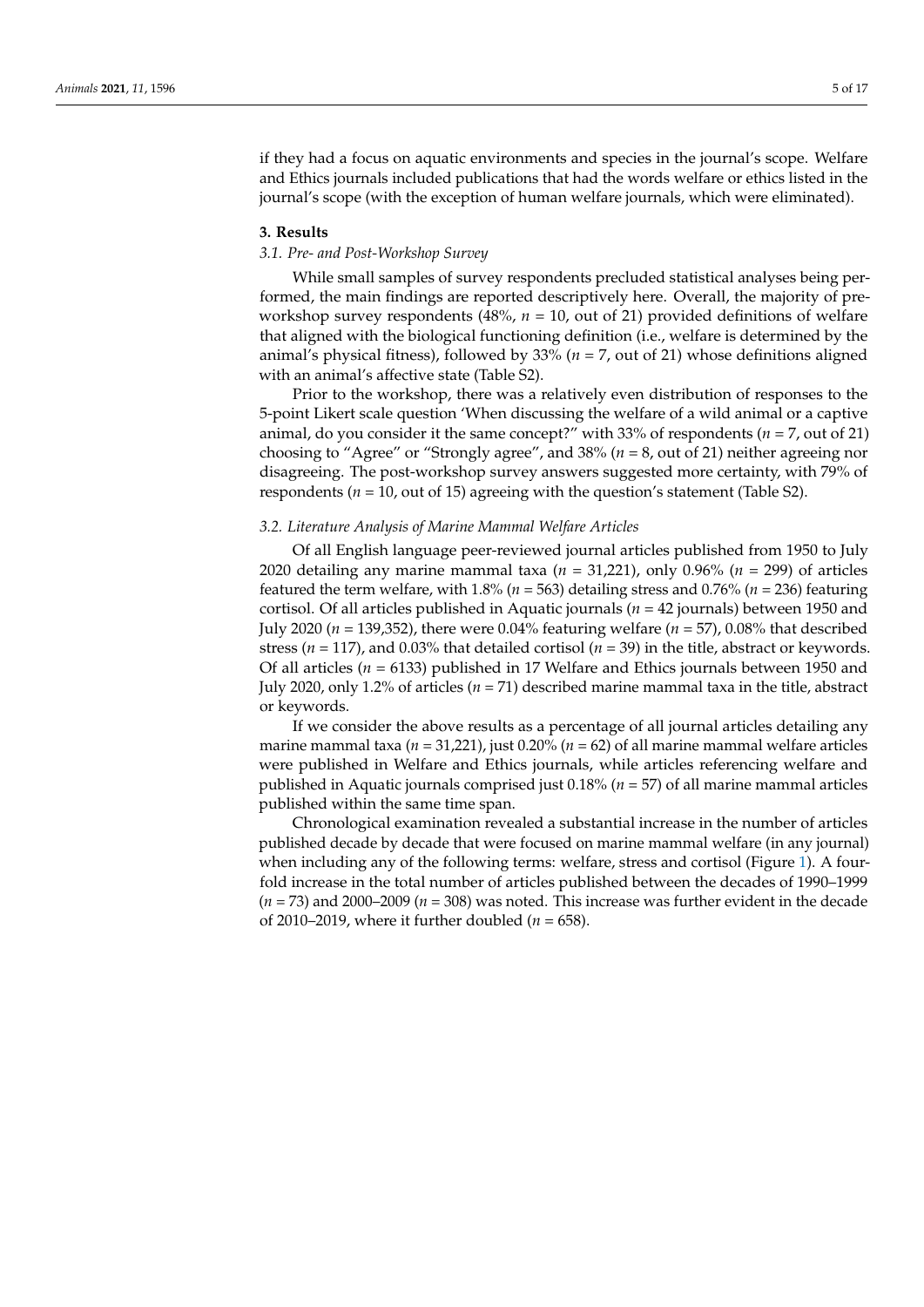if they had a focus on aquatic environments and species in the journal's scope. Welfare and Ethics journals included publications that had the words welfare or ethics listed in the journal's scope (with the exception of human welfare journals, which were eliminated).

## 3. Results

### *3.1. Pre- and Post-Workshop Survey*

While small samples of survey respondents precluded statistical analyses being performed, the main findings are reported descriptively here. Overall, the majority of pre-workshop survey respondents (48%, $n$ = 10, out of 21) provided definitions of welfare that aligned with the biological functioning definition (i.e., welfare is determined by the animal's physical fitness), followed by 33% ($n$ = 7, out of 21) whose definitions aligned with an animal's affective state (Table S2).

Prior to the workshop, there was a relatively even distribution of responses to the 5-point Likert scale question 'When discussing the welfare of a wild animal or a captive animal, do you consider it the same concept?" with 33% of respondents ($n$ = 7, out of 21) choosing to "Agree" or "Strongly agree", and 38% ($n$ = 8, out of 21) neither agreeing nor disagreeing. The post-workshop survey answers suggested more certainty, with 79% of respondents ($n$ = 10, out of 15) agreeing with the question's statement (Table S2).

### *3.2. Literature Analysis of Marine Mammal Welfare Articles*

Of all English language peer-reviewed journal articles published from 1950 to July 2020 detailing any marine mammal taxa ($n$ = 31,221), only 0.96% ($n$ = 299) of articles featured the term welfare, with 1.8% ($n$ = 563) detailing stress and 0.76% ($n$ = 236) featuring cortisol. Of all articles published in Aquatic journals ($n$ = 42 journals) between 1950 and July 2020 ($n$ = 139,352), there were 0.04% featuring welfare ($n$ = 57), 0.08% that described stress ($n$ = 117), and 0.03% that detailed cortisol ($n$ = 39) in the title, abstract or keywords. Of all articles ($n$ = 6133) published in 17 Welfare and Ethics journals between 1950 and July 2020, only 1.2% of articles ($n$ = 71) described marine mammal taxa in the title, abstract or keywords.

If we consider the above results as a percentage of all journal articles detailing any marine mammal taxa ($n$ = 31,221), just 0.20% ($n$ = 62) of all marine mammal welfare articles were published in Welfare and Ethics journals, while articles referencing welfare and published in Aquatic journals comprised just 0.18% ($n$ = 57) of all marine mammal articles published within the same time span.

Chronological examination revealed a substantial increase in the number of articles published decade by decade that were focused on marine mammal welfare (in any journal) when including any of the following terms: welfare, stress and cortisol (Figure 1). A four-fold increase in the total number of articles published between the decades of 1990–1999 ($n$ = 73) and 2000–2009 ($n$ = 308) was noted. This increase was further evident in the decade of 2010–2019, where it further doubled ($n$ = 658).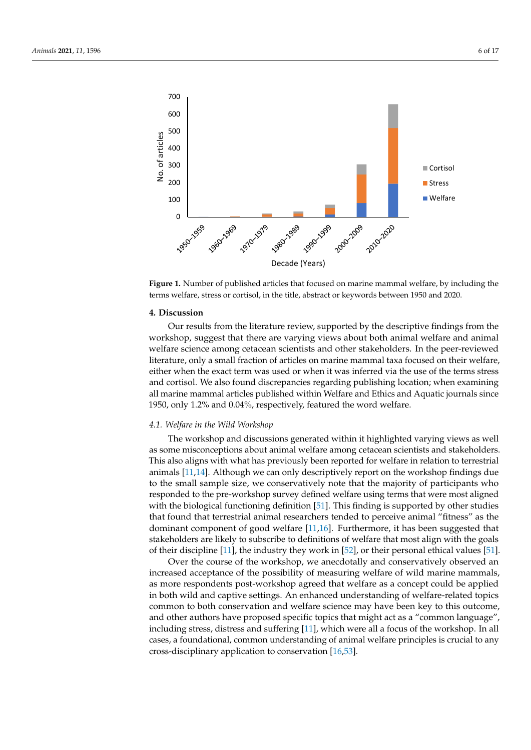**Figure 1.** Number of published articles that focused on marine mammal welfare, by including the terms welfare, stress or cortisol, in the title, abstract or keywords between 1950 and 2020.

## 4. Discussion

Our results from the literature review, supported by the descriptive findings from the workshop, suggest that there are varying views about both animal welfare and animal welfare science among cetacean scientists and other stakeholders. In the peer-reviewed literature, only a small fraction of articles on marine mammal taxa focused on their welfare, either when the exact term was used or when it was inferred via the use of the terms stress and cortisol. We also found discrepancies regarding publishing location; when examining all marine mammal articles published within Welfare and Ethics and Aquatic journals since 1950, only 1.2% and 0.04%, respectively, featured the word welfare.

### *4.1. Welfare in the Wild Workshop*

The workshop and discussions generated within it highlighted varying views as well as some misconceptions about animal welfare among cetacean scientists and stakeholders. This also aligns with what has previously been reported for welfare in relation to terrestrial animals [11,14]. Although we can only descriptively report on the workshop findings due to the small sample size, we conservatively note that the majority of participants who responded to the pre-workshop survey defined welfare using terms that were most aligned with the biological functioning definition [51]. This finding is supported by other studies that found that terrestrial animal researchers tended to perceive animal "fitness" as the dominant component of good welfare [11,16]. Furthermore, it has been suggested that stakeholders are likely to subscribe to definitions of welfare that most align with the goals of their discipline [11], the industry they work in [52], or their personal ethical values [51].

Over the course of the workshop, we anecdotally and conservatively observed an increased acceptance of the possibility of measuring welfare of wild marine mammals, as more respondents post-workshop agreed that welfare as a concept could be applied in both wild and captive settings. An enhanced understanding of welfare-related topics common to both conservation and welfare science may have been key to this outcome, and other authors have proposed specific topics that might act as a "common language", including stress, distress and suffering [11], which were all a focus of the workshop. In all cases, a foundational, common understanding of animal welfare principles is crucial to any cross-disciplinary application to conservation [16,53].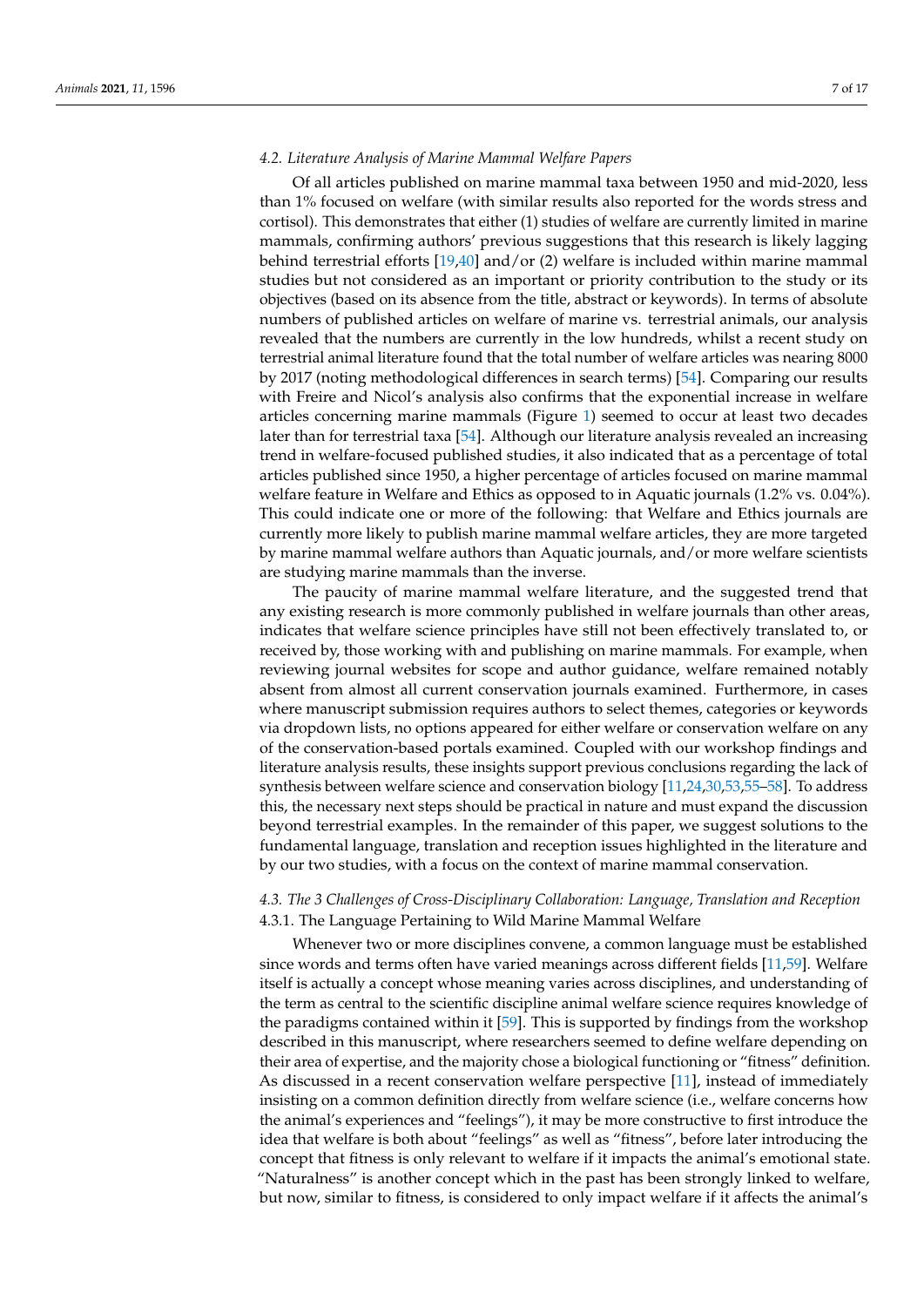### 4.2. Literature Analysis of Marine Mammal Welfare Papers

Of all articles published on marine mammal taxa between 1950 and mid-2020, less than 1% focused on welfare (with similar results also reported for the words stress and cortisol). This demonstrates that either (1) studies of welfare are currently limited in marine mammals, confirming authors' previous suggestions that this research is likely lagging behind terrestrial efforts [19,40] and/or (2) welfare is included within marine mammal studies but not considered as an important or priority contribution to the study or its objectives (based on its absence from the title, abstract or keywords). In terms of absolute numbers of published articles on welfare of marine vs. terrestrial animals, our analysis revealed that the numbers are currently in the low hundreds, whilst a recent study on terrestrial animal literature found that the total number of welfare articles was nearing 8000 by 2017 (noting methodological differences in search terms) [54]. Comparing our results with Freire and Nicol's analysis also confirms that the exponential increase in welfare articles concerning marine mammals (Figure 1) seemed to occur at least two decades later than for terrestrial taxa [54]. Although our literature analysis revealed an increasing trend in welfare-focused published studies, it also indicated that as a percentage of total articles published since 1950, a higher percentage of articles focused on marine mammal welfare feature in Welfare and Ethics as opposed to in Aquatic journals (1.2% vs. 0.04%). This could indicate one or more of the following: that Welfare and Ethics journals are currently more likely to publish marine mammal welfare articles, they are more targeted by marine mammal welfare authors than Aquatic journals, and/or more welfare scientists are studying marine mammals than the inverse.

The paucity of marine mammal welfare literature, and the suggested trend that any existing research is more commonly published in welfare journals than other areas, indicates that welfare science principles have still not been effectively translated to, or received by, those working with and publishing on marine mammals. For example, when reviewing journal websites for scope and author guidance, welfare remained notably absent from almost all current conservation journals examined. Furthermore, in cases where manuscript submission requires authors to select themes, categories or keywords via dropdown lists, no options appeared for either welfare or conservation welfare on any of the conservation-based portals examined. Coupled with our workshop findings and literature analysis results, these insights support previous conclusions regarding the lack of synthesis between welfare science and conservation biology [11,24,30,53,55–58]. To address this, the necessary next steps should be practical in nature and must expand the discussion beyond terrestrial examples. In the remainder of this paper, we suggest solutions to the fundamental language, translation and reception issues highlighted in the literature and by our two studies, with a focus on the context of marine mammal conservation.

### 4.3. The 3 Challenges of Cross-Disciplinary Collaboration: Language, Translation and Reception

#### 4.3.1. The Language Pertaining to Wild Marine Mammal Welfare

Whenever two or more disciplines convene, a common language must be established since words and terms often have varied meanings across different fields [11,59]. Welfare itself is actually a concept whose meaning varies across disciplines, and understanding of the term as central to the scientific discipline animal welfare science requires knowledge of the paradigms contained within it [59]. This is supported by findings from the workshop described in this manuscript, where researchers seemed to define welfare depending on their area of expertise, and the majority chose a biological functioning or "fitness" definition. As discussed in a recent conservation welfare perspective [11], instead of immediately insisting on a common definition directly from welfare science (i.e., welfare concerns how the animal's experiences and "feelings"), it may be more constructive to first introduce the idea that welfare is both about "feelings" as well as "fitness", before later introducing the concept that fitness is only relevant to welfare if it impacts the animal's emotional state. "Naturalness" is another concept which in the past has been strongly linked to welfare, but now, similar to fitness, is considered to only impact welfare if it affects the animal's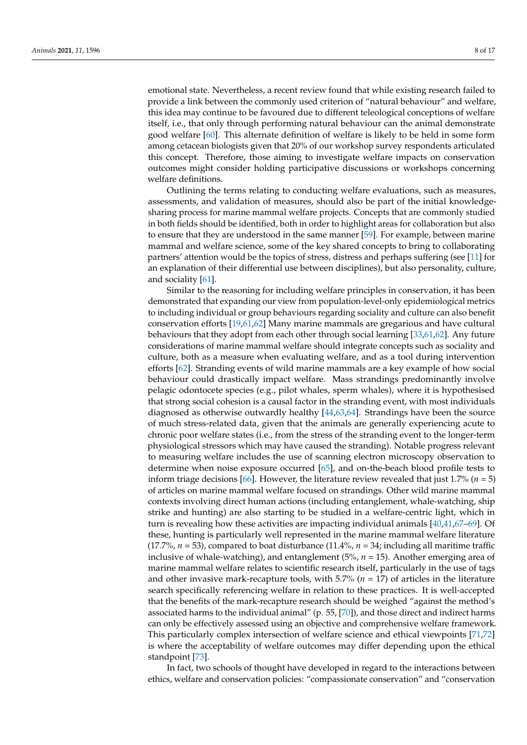emotional state. Nevertheless, a recent review found that while existing research failed to provide a link between the commonly used criterion of "natural behaviour" and welfare, this idea may continue to be favoured due to different teleological conceptions of welfare itself, i.e., that only through performing natural behaviour can the animal demonstrate good welfare [60]. This alternate definition of welfare is likely to be held in some form among cetacean biologists given that 20% of our workshop survey respondents articulated this concept. Therefore, those aiming to investigate welfare impacts on conservation outcomes might consider holding participative discussions or workshops concerning welfare definitions.

Outlining the terms relating to conducting welfare evaluations, such as measures, assessments, and validation of measures, should also be part of the initial knowledge-sharing process for marine mammal welfare projects. Concepts that are commonly studied in both fields should be identified, both in order to highlight areas for collaboration but also to ensure that they are understood in the same manner [59]. For example, between marine mammal and welfare science, some of the key shared concepts to bring to collaborating partners' attention would be the topics of stress, distress and perhaps suffering (see [11] for an explanation of their differential use between disciplines), but also personality, culture, and sociality [61].

Similar to the reasoning for including welfare principles in conservation, it has been demonstrated that expanding our view from population-level-only epidemiological metrics to including individual or group behaviours regarding sociality and culture can also benefit conservation efforts [19,61,62] Many marine mammals are gregarious and have cultural behaviours that they adopt from each other through social learning [33,61,62]. Any future considerations of marine mammal welfare should integrate concepts such as sociality and culture, both as a measure when evaluating welfare, and as a tool during intervention efforts [62]. Stranding events of wild marine mammals are a key example of how social behaviour could drastically impact welfare. Mass strandings predominantly involve pelagic odontocete species (e.g., pilot whales, sperm whales), where it is hypothesised that strong social cohesion is a causal factor in the stranding event, with most individuals diagnosed as otherwise outwardly healthy [44,63,64]. Strandings have been the source of much stress-related data, given that the animals are generally experiencing acute to chronic poor welfare states (i.e., from the stress of the stranding event to the longer-term physiological stressors which may have caused the stranding). Notable progress relevant to measuring welfare includes the use of scanning electron microscopy observation to determine when noise exposure occurred [65], and on-the-beach blood profile tests to inform triage decisions [66]. However, the literature review revealed that just 1.7% ($n$ = 5) of articles on marine mammal welfare focused on strandings. Other wild marine mammal contexts involving direct human actions (including entanglement, whale-watching, ship strike and hunting) are also starting to be studied in a welfare-centric light, which in turn is revealing how these activities are impacting individual animals [40,41,67–69]. Of these, hunting is particularly well represented in the marine mammal welfare literature (17.7%, $n$ = 53), compared to boat disturbance (11.4%, $n$ = 34; including all maritime traffic inclusive of whale-watching), and entanglement (5%, $n$ = 15). Another emerging area of marine mammal welfare relates to scientific research itself, particularly in the use of tags and other invasive mark-recapture tools, with 5.7% ($n$ = 17) of articles in the literature search specifically referencing welfare in relation to these practices. It is well-accepted that the benefits of the mark-recapture research should be weighed "against the method's associated harms to the individual animal" (p. 55, [70]), and those direct and indirect harms can only be effectively assessed using an objective and comprehensive welfare framework. This particularly complex intersection of welfare science and ethical viewpoints [71,72] is where the acceptability of welfare outcomes may differ depending upon the ethical standpoint [73].

In fact, two schools of thought have developed in regard to the interactions between ethics, welfare and conservation policies: "compassionate conservation" and "conservation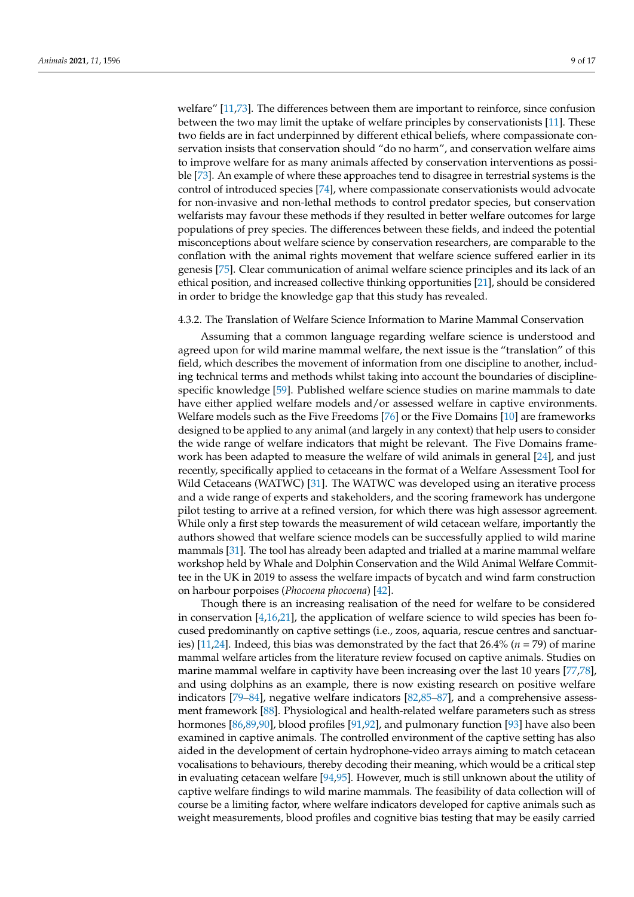welfare" [11,73]. The differences between them are important to reinforce, since confusion between the two may limit the uptake of welfare principles by conservationists [11]. These two fields are in fact underpinned by different ethical beliefs, where compassionate conservation insists that conservation should "do no harm", and conservation welfare aims to improve welfare for as many animals affected by conservation interventions as possible [73]. An example of where these approaches tend to disagree in terrestrial systems is the control of introduced species [74], where compassionate conservationists would advocate for non-invasive and non-lethal methods to control predator species, but conservation welfarists may favour these methods if they resulted in better welfare outcomes for large populations of prey species. The differences between these fields, and indeed the potential misconceptions about welfare science by conservation researchers, are comparable to the conflation with the animal rights movement that welfare science suffered earlier in its genesis [75]. Clear communication of animal welfare science principles and its lack of an ethical position, and increased collective thinking opportunities [21], should be considered in order to bridge the knowledge gap that this study has revealed.

#### 4.3.2. The Translation of Welfare Science Information to Marine Mammal Conservation

Assuming that a common language regarding welfare science is understood and agreed upon for wild marine mammal welfare, the next issue is the "translation" of this field, which describes the movement of information from one discipline to another, including technical terms and methods whilst taking into account the boundaries of discipline-specific knowledge [59]. Published welfare science studies on marine mammals to date have either applied welfare models and/or assessed welfare in captive environments. Welfare models such as the Five Freedoms [76] or the Five Domains [10] are frameworks designed to be applied to any animal (and largely in any context) that help users to consider the wide range of welfare indicators that might be relevant. The Five Domains framework has been adapted to measure the welfare of wild animals in general [24], and just recently, specifically applied to cetaceans in the format of a Welfare Assessment Tool for Wild Cetaceans (WATWC) [31]. The WATWC was developed using an iterative process and a wide range of experts and stakeholders, and the scoring framework has undergone pilot testing to arrive at a refined version, for which there was high assessor agreement. While only a first step towards the measurement of wild cetacean welfare, importantly the authors showed that welfare science models can be successfully applied to wild marine mammals [31]. The tool has already been adapted and trialled at a marine mammal welfare workshop held by Whale and Dolphin Conservation and the Wild Animal Welfare Committee in the UK in 2019 to assess the welfare impacts of bycatch and wind farm construction on harbour porpoises (*Phocoena phocoena*) [42].

Though there is an increasing realisation of the need for welfare to be considered in conservation [4,16,21], the application of welfare science to wild species has been focused predominantly on captive settings (i.e., zoos, aquaria, rescue centres and sanctuaries) [11,24]. Indeed, this bias was demonstrated by the fact that 26.4% ($n = 79$) of marine mammal welfare articles from the literature review focused on captive animals. Studies on marine mammal welfare in captivity have been increasing over the last 10 years [77,78], and using dolphins as an example, there is now existing research on positive welfare indicators [79–84], negative welfare indicators [82,85–87], and a comprehensive assessment framework [88]. Physiological and health-related welfare parameters such as stress hormones [86,89,90], blood profiles [91,92], and pulmonary function [93] have also been examined in captive animals. The controlled environment of the captive setting has also aided in the development of certain hydrophone-video arrays aiming to match cetacean vocalisations to behaviours, thereby decoding their meaning, which would be a critical step in evaluating cetacean welfare [94,95]. However, much is still unknown about the utility of captive welfare findings to wild marine mammals. The feasibility of data collection will of course be a limiting factor, where welfare indicators developed for captive animals such as weight measurements, blood profiles and cognitive bias testing that may be easily carried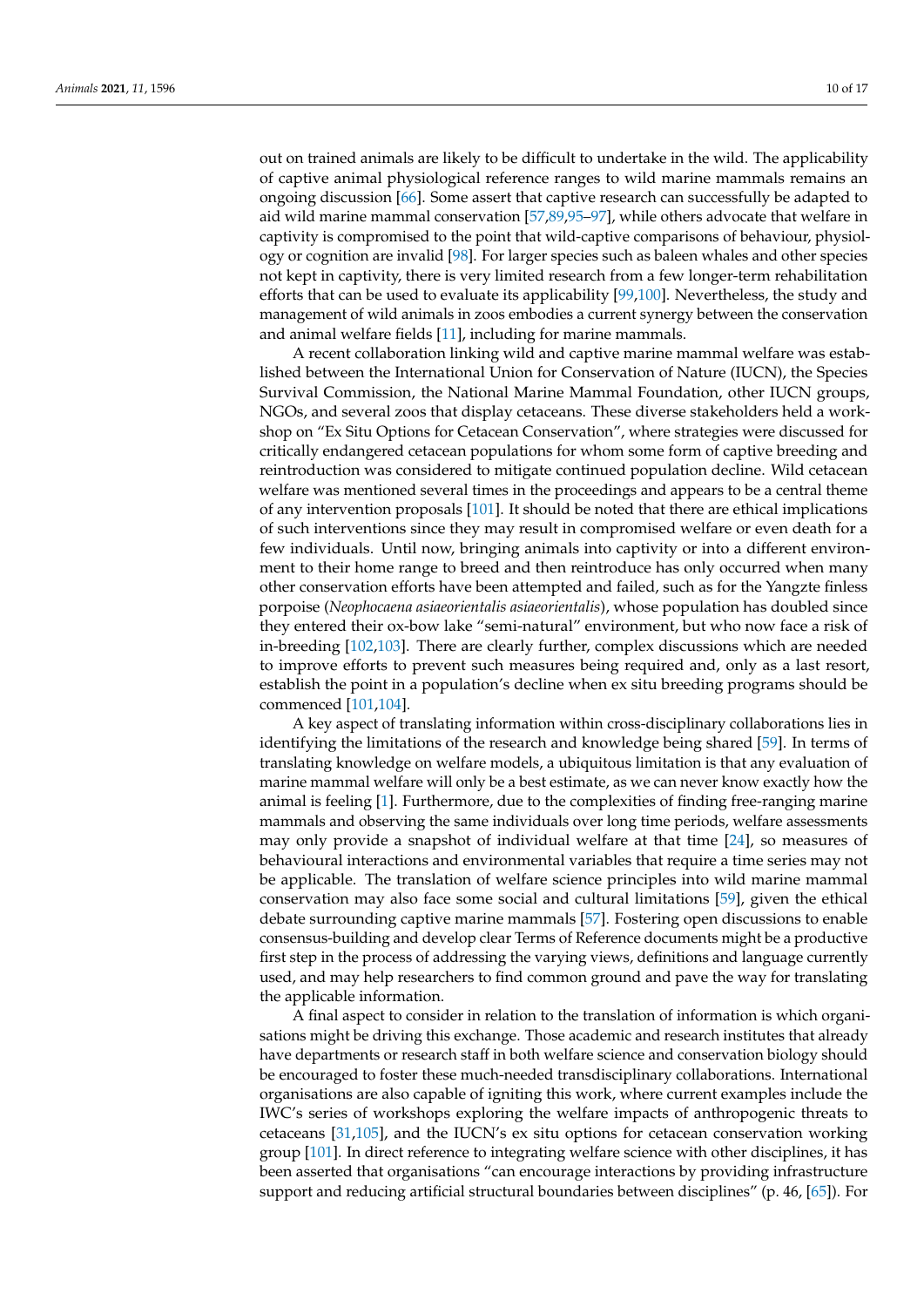out on trained animals are likely to be difficult to undertake in the wild. The applicability of captive animal physiological reference ranges to wild marine mammals remains an ongoing discussion [66]. Some assert that captive research can successfully be adapted to aid wild marine mammal conservation [57,89,95–97], while others advocate that welfare in captivity is compromised to the point that wild-captive comparisons of behaviour, physiology or cognition are invalid [98]. For larger species such as baleen whales and other species not kept in captivity, there is very limited research from a few longer-term rehabilitation efforts that can be used to evaluate its applicability [99,100]. Nevertheless, the study and management of wild animals in zoos embodies a current synergy between the conservation and animal welfare fields [11], including for marine mammals.

A recent collaboration linking wild and captive marine mammal welfare was established between the International Union for Conservation of Nature (IUCN), the Species Survival Commission, the National Marine Mammal Foundation, other IUCN groups, NGOs, and several zoos that display cetaceans. These diverse stakeholders held a workshop on "Ex Situ Options for Cetacean Conservation", where strategies were discussed for critically endangered cetacean populations for whom some form of captive breeding and reintroduction was considered to mitigate continued population decline. Wild cetacean welfare was mentioned several times in the proceedings and appears to be a central theme of any intervention proposals [101]. It should be noted that there are ethical implications of such interventions since they may result in compromised welfare or even death for a few individuals. Until now, bringing animals into captivity or into a different environment to their home range to breed and then reintroduce has only occurred when many other conservation efforts have been attempted and failed, such as for the Yangzte finless porpoise (*Neophocaena asiaeorientalis asiaeorientalis*), whose population has doubled since they entered their ox-bow lake "semi-natural" environment, but who now face a risk of in-breeding [102,103]. There are clearly further, complex discussions which are needed to improve efforts to prevent such measures being required and, only as a last resort, establish the point in a population's decline when ex situ breeding programs should be commenced [101,104].

A key aspect of translating information within cross-disciplinary collaborations lies in identifying the limitations of the research and knowledge being shared [59]. In terms of translating knowledge on welfare models, a ubiquitous limitation is that any evaluation of marine mammal welfare will only be a best estimate, as we can never know exactly how the animal is feeling [1]. Furthermore, due to the complexities of finding free-ranging marine mammals and observing the same individuals over long time periods, welfare assessments may only provide a snapshot of individual welfare at that time [24], so measures of behavioural interactions and environmental variables that require a time series may not be applicable. The translation of welfare science principles into wild marine mammal conservation may also face some social and cultural limitations [59], given the ethical debate surrounding captive marine mammals [57]. Fostering open discussions to enable consensus-building and develop clear Terms of Reference documents might be a productive first step in the process of addressing the varying views, definitions and language currently used, and may help researchers to find common ground and pave the way for translating the applicable information.

A final aspect to consider in relation to the translation of information is which organisations might be driving this exchange. Those academic and research institutes that already have departments or research staff in both welfare science and conservation biology should be encouraged to foster these much-needed transdisciplinary collaborations. International organisations are also capable of igniting this work, where current examples include the IWC's series of workshops exploring the welfare impacts of anthropogenic threats to cetaceans [31,105], and the IUCN's ex situ options for cetacean conservation working group [101]. In direct reference to integrating welfare science with other disciplines, it has been asserted that organisations "can encourage interactions by providing infrastructure support and reducing artificial structural boundaries between disciplines" (p. 46, [65]). For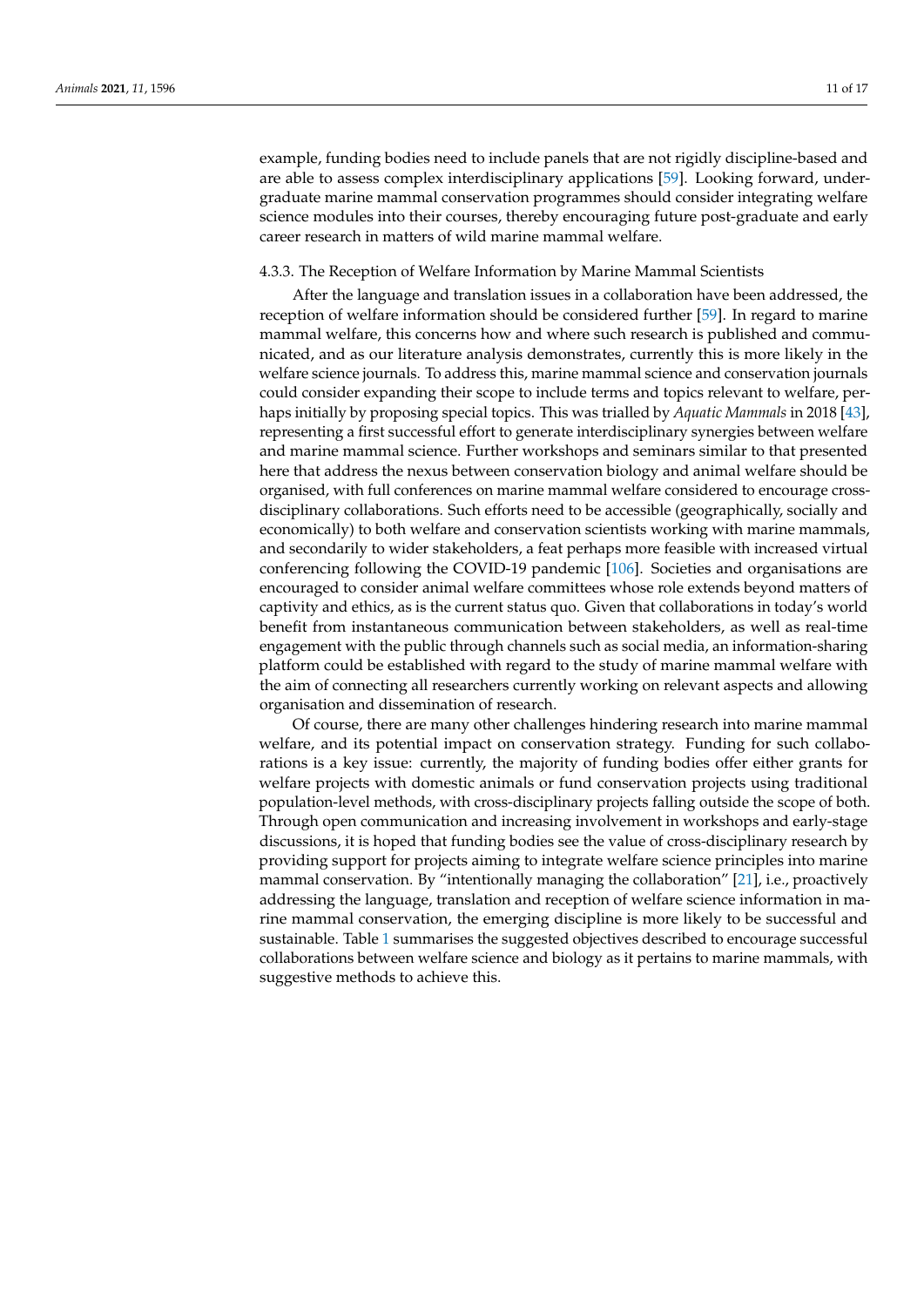example, funding bodies need to include panels that are not rigidly discipline-based and are able to assess complex interdisciplinary applications [59]. Looking forward, undergraduate marine mammal conservation programmes should consider integrating welfare science modules into their courses, thereby encouraging future post-graduate and early career research in matters of wild marine mammal welfare.

#### 4.3.3. The Reception of Welfare Information by Marine Mammal Scientists

After the language and translation issues in a collaboration have been addressed, the reception of welfare information should be considered further [59]. In regard to marine mammal welfare, this concerns how and where such research is published and communicated, and as our literature analysis demonstrates, currently this is more likely in the welfare science journals. To address this, marine mammal science and conservation journals could consider expanding their scope to include terms and topics relevant to welfare, perhaps initially by proposing special topics. This was trialled by *Aquatic Mammals* in 2018 [43], representing a first successful effort to generate interdisciplinary synergies between welfare and marine mammal science. Further workshops and seminars similar to that presented here that address the nexus between conservation biology and animal welfare should be organised, with full conferences on marine mammal welfare considered to encourage cross-disciplinary collaborations. Such efforts need to be accessible (geographically, socially and economically) to both welfare and conservation scientists working with marine mammals, and secondarily to wider stakeholders, a feat perhaps more feasible with increased virtual conferencing following the COVID-19 pandemic [106]. Societies and organisations are encouraged to consider animal welfare committees whose role extends beyond matters of captivity and ethics, as is the current status quo. Given that collaborations in today's world benefit from instantaneous communication between stakeholders, as well as real-time engagement with the public through channels such as social media, an information-sharing platform could be established with regard to the study of marine mammal welfare with the aim of connecting all researchers currently working on relevant aspects and allowing organisation and dissemination of research.

Of course, there are many other challenges hindering research into marine mammal welfare, and its potential impact on conservation strategy. Funding for such collaborations is a key issue: currently, the majority of funding bodies offer either grants for welfare projects with domestic animals or fund conservation projects using traditional population-level methods, with cross-disciplinary projects falling outside the scope of both. Through open communication and increasing involvement in workshops and early-stage discussions, it is hoped that funding bodies see the value of cross-disciplinary research by providing support for projects aiming to integrate welfare science principles into marine mammal conservation. By "intentionally managing the collaboration" [21], i.e., proactively addressing the language, translation and reception of welfare science information in marine mammal conservation, the emerging discipline is more likely to be successful and sustainable. Table 1 summarises the suggested objectives described to encourage successful collaborations between welfare science and biology as it pertains to marine mammals, with suggestive methods to achieve this.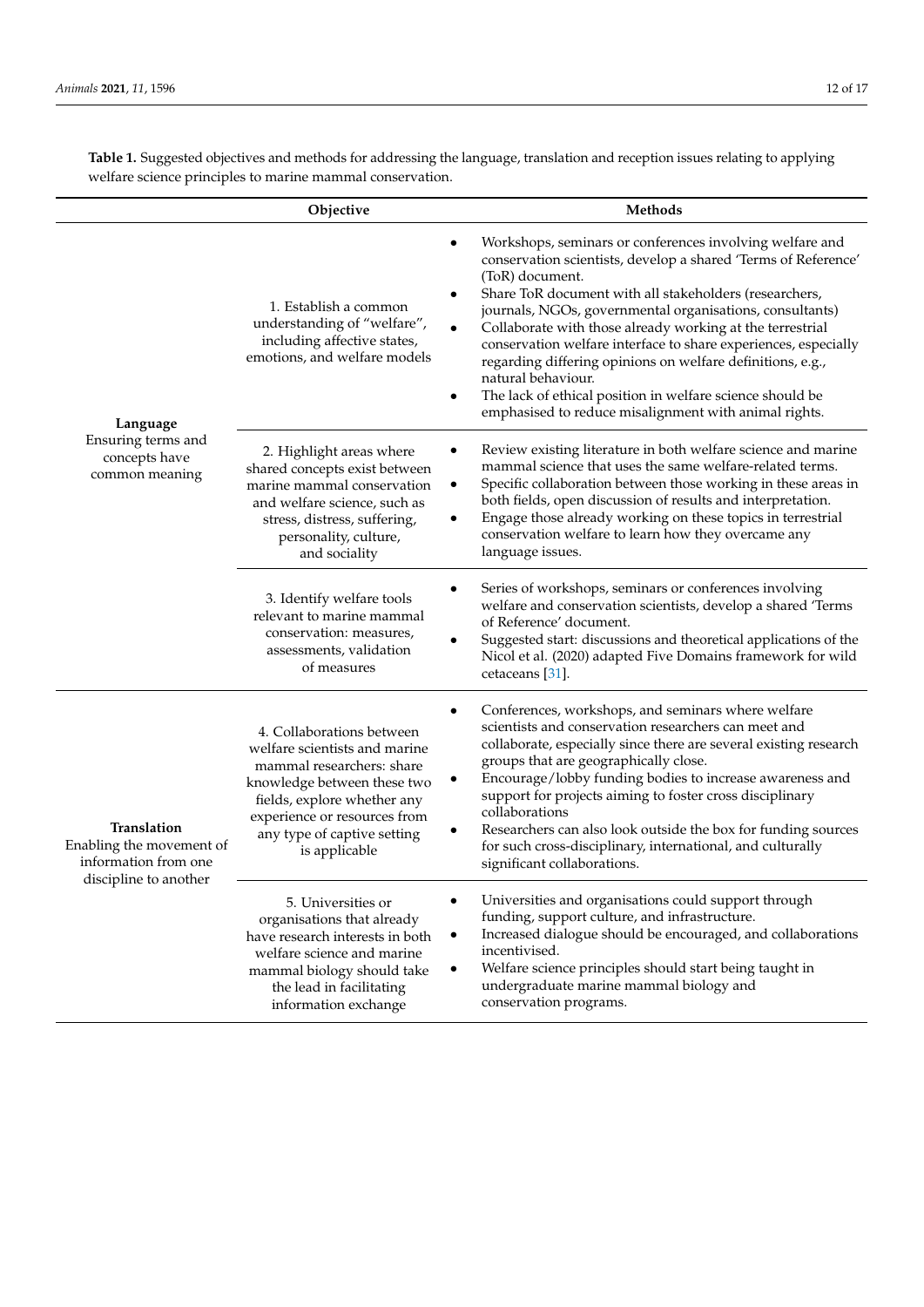**Table 1.** Suggested objectives and methods for addressing the language, translation and reception issues relating to applying welfare science principles to marine mammal conservation.

| | Objective | Methods |
|---|---|---|
| **Language** Ensuring terms and concepts have common meaning | 1. Establish a common understanding of "welfare", including affective states, emotions, and welfare models | • Workshops, seminars or conferences involving welfare and conservation scientists, develop a shared 'Terms of Reference' (ToR) document. • Share ToR document with all stakeholders (researchers, journals, NGOs, governmental organisations, consultants) • Collaborate with those already working at the terrestrial conservation welfare interface to share experiences, especially regarding differing opinions on welfare definitions, e.g., natural behaviour. • The lack of ethical position in welfare science should be emphasised to reduce misalignment with animal rights. |
| | 2. Highlight areas where shared concepts exist between marine mammal conservation and welfare science, such as stress, distress, suffering, personality, culture, and sociality | • Review existing literature in both welfare science and marine mammal science that uses the same welfare-related terms. • Specific collaboration between those working in these areas in both fields, open discussion of results and interpretation. • Engage those already working on these topics in terrestrial conservation welfare to learn how they overcame any language issues. |
| | 3. Identify welfare tools relevant to marine mammal conservation: measures, assessments, validation of measures | • Series of workshops, seminars or conferences involving welfare and conservation scientists, develop a shared 'Terms of Reference' document. • Suggested start: discussions and theoretical applications of the Nicol et al. (2020) adapted Five Domains framework for wild cetaceans [31]. |
| **Translation** Enabling the movement of information from one discipline to another | 4. Collaborations between welfare scientists and marine mammal researchers: share knowledge between these two fields, explore whether any experience or resources from any type of captive setting is applicable | • Conferences, workshops, and seminars where welfare scientists and conservation researchers can meet and collaborate, especially since there are several existing research groups that are geographically close. • Encourage/lobby funding bodies to increase awareness and support for projects aiming to foster cross disciplinary collaborations • Researchers can also look outside the box for funding sources for such cross-disciplinary, international, and culturally significant collaborations. |
| | 5. Universities or organisations that already have research interests in both welfare science and marine mammal biology should take the lead in facilitating information exchange | • Universities and organisations could support through funding, support culture, and infrastructure. • Increased dialogue should be encouraged, and collaborations incentivised. • Welfare science principles should start being taught in undergraduate marine mammal biology and conservation programs. |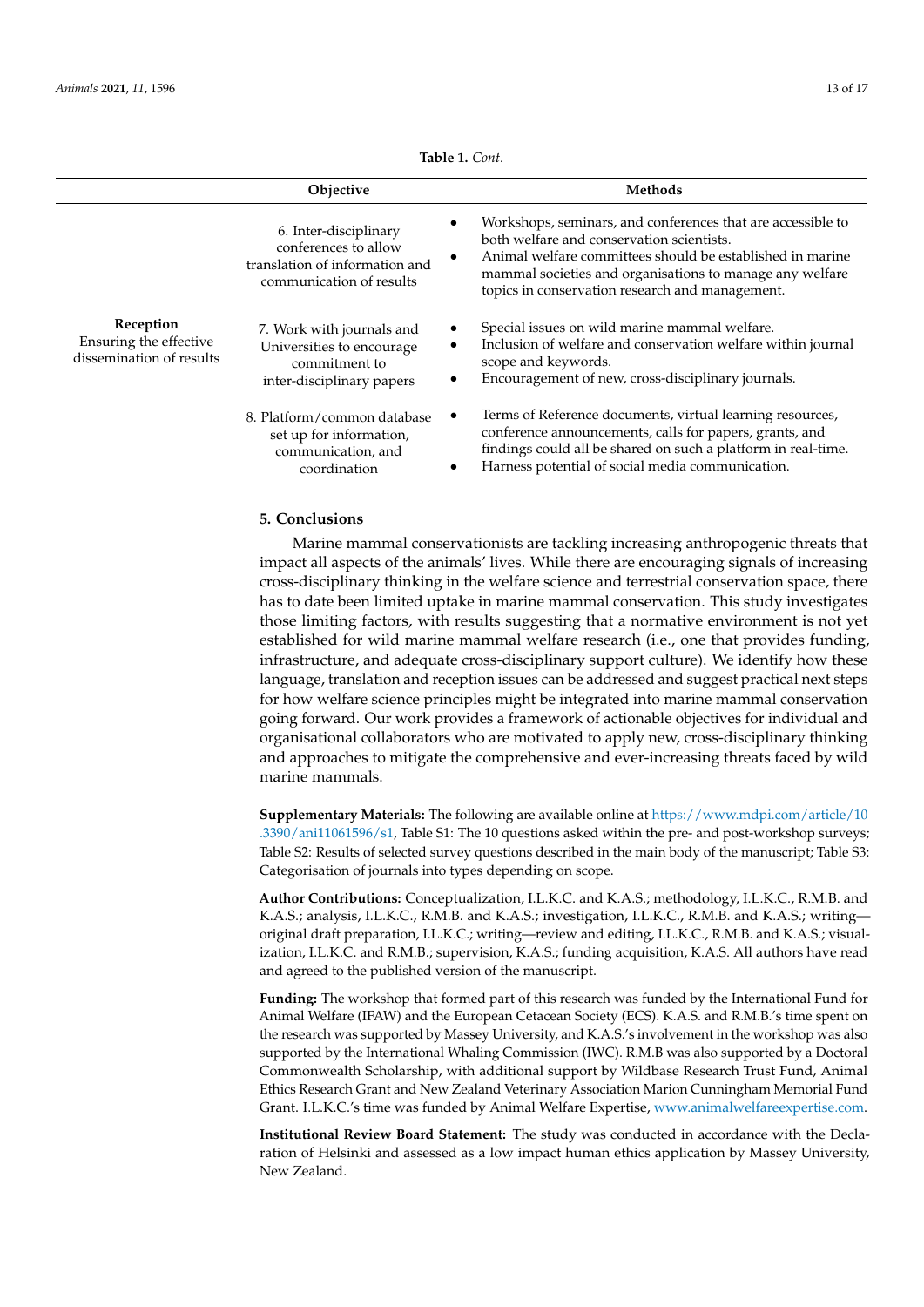**Table 1.** *Cont.*

| | Objective | Methods |
|---|---|---|
| **Reception** Ensuring the effective dissemination of results | 6. Inter-disciplinary conferences to allow translation of information and communication of results | • Workshops, seminars, and conferences that are accessible to both welfare and conservation scientists. • Animal welfare committees should be established in marine mammal societies and organisations to manage any welfare topics in conservation research and management. |
| | 7. Work with journals and Universities to encourage commitment to inter-disciplinary papers | • Special issues on wild marine mammal welfare. • Inclusion of welfare and conservation welfare within journal scope and keywords. • Encouragement of new, cross-disciplinary journals. |
| | 8. Platform/common database set up for information, communication, and coordination | • Terms of Reference documents, virtual learning resources, conference announcements, calls for papers, grants, and findings could all be shared on such a platform in real-time. • Harness potential of social media communication. |

## 5. Conclusions

Marine mammal conservationists are tackling increasing anthropogenic threats that impact all aspects of the animals' lives. While there are encouraging signals of increasing cross-disciplinary thinking in the welfare science and terrestrial conservation space, there has to date been limited uptake in marine mammal conservation. This study investigates those limiting factors, with results suggesting that a normative environment is not yet established for wild marine mammal welfare research (i.e., one that provides funding, infrastructure, and adequate cross-disciplinary support culture). We identify how these language, translation and reception issues can be addressed and suggest practical next steps for how welfare science principles might be integrated into marine mammal conservation going forward. Our work provides a framework of actionable objectives for individual and organisational collaborators who are motivated to apply new, cross-disciplinary thinking and approaches to mitigate the comprehensive and ever-increasing threats faced by wild marine mammals.

**Supplementary Materials:** The following are available online at https://www.mdpi.com/article/10.3390/ani11061596/s1, Table S1: The 10 questions asked within the pre- and post-workshop surveys; Table S2: Results of selected survey questions described in the main body of the manuscript; Table S3: Categorisation of journals into types depending on scope.

**Author Contributions:** Conceptualization, I.L.K.C. and K.A.S.; methodology, I.L.K.C., R.M.B. and K.A.S.; analysis, I.L.K.C., R.M.B. and K.A.S.; investigation, I.L.K.C., R.M.B. and K.A.S.; writing—original draft preparation, I.L.K.C.; writing—review and editing, I.L.K.C., R.M.B. and K.A.S.; visualization, I.L.K.C. and R.M.B.; supervision, K.A.S.; funding acquisition, K.A.S. All authors have read and agreed to the published version of the manuscript.

**Funding:** The workshop that formed part of this research was funded by the International Fund for Animal Welfare (IFAW) and the European Cetacean Society (ECS). K.A.S. and R.M.B.'s time spent on the research was supported by Massey University, and K.A.S.'s involvement in the workshop was also supported by the International Whaling Commission (IWC). R.M.B was also supported by a Doctoral Commonwealth Scholarship, with additional support by Wildbase Research Trust Fund, Animal Ethics Research Grant and New Zealand Veterinary Association Marion Cunningham Memorial Fund Grant. I.L.K.C.'s time was funded by Animal Welfare Expertise, www.animalwelfareexpertise.com.

**Institutional Review Board Statement:** The study was conducted in accordance with the Declaration of Helsinki and assessed as a low impact human ethics application by Massey University, New Zealand.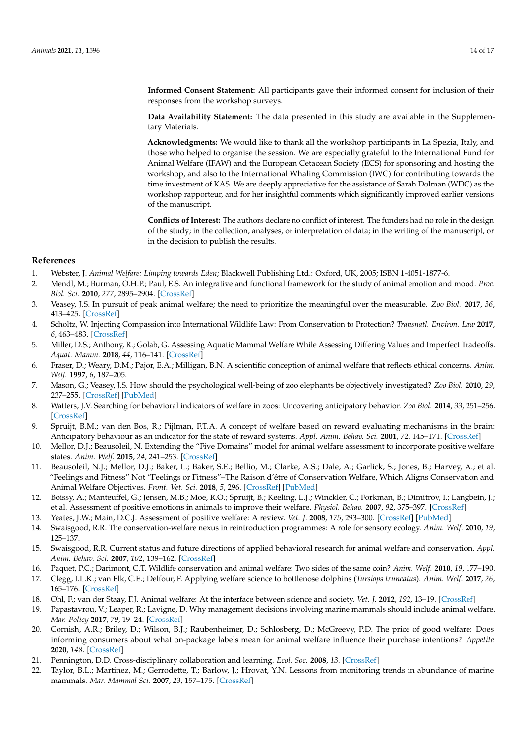**Informed Consent Statement:** All participants gave their informed consent for inclusion of their responses from the workshop surveys.

**Data Availability Statement:** The data presented in this study are available in the Supplementary Materials.

**Acknowledgments:** We would like to thank all the workshop participants in La Spezia, Italy, and those who helped to organise the session. We are especially grateful to the International Fund for Animal Welfare (IFAW) and the European Cetacean Society (ECS) for sponsoring and hosting the workshop, and also to the International Whaling Commission (IWC) for contributing towards the time investment of KAS. We are deeply appreciative for the assistance of Sarah Dolman (WDC) as the workshop rapporteur, and for her insightful comments which significantly improved earlier versions of the manuscript.

**Conflicts of Interest:** The authors declare no conflict of interest. The funders had no role in the design of the study; in the collection, analyses, or interpretation of data; in the writing of the manuscript, or in the decision to publish the results.

## References

1. Webster, J. *Animal Welfare: Limping towards Eden*; Blackwell Publishing Ltd.: Oxford, UK, 2005; ISBN 1-4051-1877-6.
2. Mendl, M.; Burman, O.H.P.; Paul, E.S. An integrative and functional framework for the study of animal emotion and mood. *Proc. Biol. Sci.* **2010**, *277*, 2895–2904. [CrossRef]
3. Veasey, J.S. In pursuit of peak animal welfare; the need to prioritize the meaningful over the measurable. *Zoo Biol.* **2017**, *36*, 413–425. [CrossRef]
4. Scholtz, W. Injecting Compassion into International Wildlife Law: From Conservation to Protection? *Transnatl. Environ. Law* **2017**, *6*, 463–483. [CrossRef]
5. Miller, D.S.; Anthony, R.; Golab, G. Assessing Aquatic Mammal Welfare While Assessing Differing Values and Imperfect Tradeoffs. *Aquat. Mamm.* **2018**, *44*, 116–141. [CrossRef]
6. Fraser, D.; Weary, D.M.; Pajor, E.A.; Milligan, B.N. A scientific conception of animal welfare that reflects ethical concerns. *Anim. Welf.* **1997**, *6*, 187–205.
7. Mason, G.; Veasey, J.S. How should the psychological well-being of zoo elephants be objectively investigated? *Zoo Biol.* **2010**, *29*, 237–255. [CrossRef] [PubMed]
8. Watters, J.V. Searching for behavioral indicators of welfare in zoos: Uncovering anticipatory behavior. *Zoo Biol.* **2014**, *33*, 251–256. [CrossRef]
9. Spruijt, B.M.; van den Bos, R.; Pijlman, F.T.A. A concept of welfare based on reward evaluating mechanisms in the brain: Anticipatory behaviour as an indicator for the state of reward systems. *Appl. Anim. Behav. Sci.* **2001**, *72*, 145–171. [CrossRef]
10. Mellor, D.J.; Beausoleil, N. Extending the "Five Domains" model for animal welfare assessment to incorporate positive welfare states. *Anim. Welf.* **2015**, *24*, 241–253. [CrossRef]
11. Beausoleil, N.J.; Mellor, D.J.; Baker, L.; Baker, S.E.; Bellio, M.; Clarke, A.S.; Dale, A.; Garlick, S.; Jones, B.; Harvey, A.; et al. "Feelings and Fitness" Not "Feelings or Fitness"–The Raison d'être of Conservation Welfare, Which Aligns Conservation and Animal Welfare Objectives. *Front. Vet. Sci.* **2018**, *5*, 296. [CrossRef] [PubMed]
12. Boissy, A.; Manteuffel, G.; Jensen, M.B.; Moe, R.O.; Spruijt, B.; Keeling, L.J.; Winckler, C.; Forkman, B.; Dimitrov, I.; Langbein, J.; et al. Assessment of positive emotions in animals to improve their welfare. *Physiol. Behav.* **2007**, *92*, 375–397. [CrossRef]
13. Yeates, J.W.; Main, D.C.J. Assessment of positive welfare: A review. *Vet. J.* **2008**, *175*, 293–300. [CrossRef] [PubMed]
14. Swaisgood, R.R. The conservation-welfare nexus in reintroduction programmes: A role for sensory ecology. *Anim. Welf.* **2010**, *19*, 125–137.
15. Swaisgood, R.R. Current status and future directions of applied behavioral research for animal welfare and conservation. *Appl. Anim. Behav. Sci.* **2007**, *102*, 139–162. [CrossRef]
16. Paquet, P.C.; Darimont, C.T. Wildlife conservation and animal welfare: Two sides of the same coin? *Anim. Welf.* **2010**, *19*, 177–190.
17. Clegg, I.L.K.; van Elk, C.E.; Delfour, F. Applying welfare science to bottlenose dolphins (*Tursiops truncatus*). *Anim. Welf.* **2017**, *26*, 165–176. [CrossRef]
18. Ohl, F.; van der Staay, F.J. Animal welfare: At the interface between science and society. *Vet. J.* **2012**, *192*, 13–19. [CrossRef]
19. Papastavrou, V.; Leaper, R.; Lavigne, D. Why management decisions involving marine mammals should include animal welfare. *Mar. Policy* **2017**, *79*, 19–24. [CrossRef]
20. Cornish, A.R.; Briley, D.; Wilson, B.J.; Raubenheimer, D.; Schlosberg, D.; McGreevy, P.D. The price of good welfare: Does informing consumers about what on-package labels mean for animal welfare influence their purchase intentions? *Appetite* **2020**, *148*. [CrossRef]
21. Pennington, D.D. Cross-disciplinary collaboration and learning. *Ecol. Soc.* **2008**, *13*. [CrossRef]
22. Taylor, B.L.; Martinez, M.; Gerrodette, T.; Barlow, J.; Hrovat, Y.N. Lessons from monitoring trends in abundance of marine mammals. *Mar. Mammal Sci.* **2007**, *23*, 157–175. [CrossRef]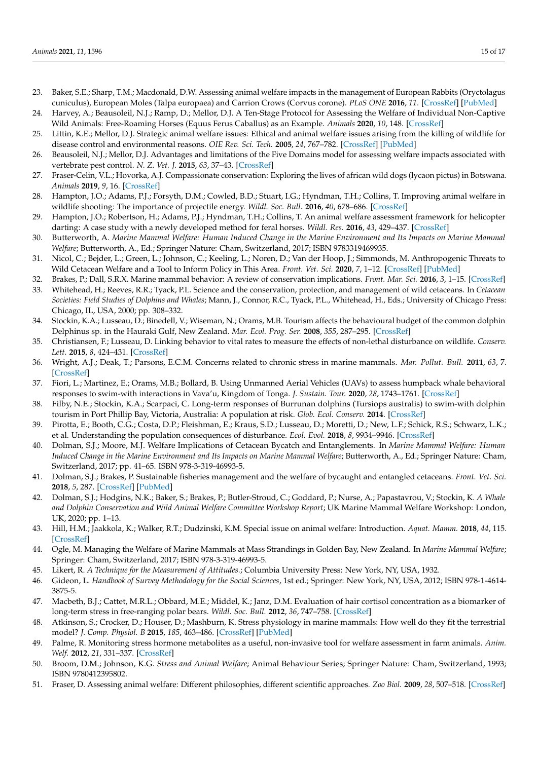23. Baker, S.E.; Sharp, T.M.; Macdonald, D.W. Assessing animal welfare impacts in the management of European Rabbits (Oryctolagus cuniculus), European Moles (Talpa europaea) and Carrion Crows (Corvus corone). *PLoS ONE* **2016**, *11*. [CrossRef] [PubMed]
24. Harvey, A.; Beausoleil, N.J.; Ramp, D.; Mellor, D.J. A Ten-Stage Protocol for Assessing the Welfare of Individual Non-Captive Wild Animals: Free-Roaming Horses (Equus Ferus Caballus) as an Example. *Animals* **2020**, *10*, 148. [CrossRef]
25. Littin, K.E.; Mellor, D.J. Strategic animal welfare issues: Ethical and animal welfare issues arising from the killing of wildlife for disease control and environmental reasons. *OIE Rev. Sci. Tech.* **2005**, *24*, 767–782. [CrossRef] [PubMed]
26. Beausoleil, N.J.; Mellor, D.J. Advantages and limitations of the Five Domains model for assessing welfare impacts associated with vertebrate pest control. *N. Z. Vet. J.* **2015**, *63*, 37–43. [CrossRef]
27. Fraser-Celin, V.L.; Hovorka, A.J. Compassionate conservation: Exploring the lives of african wild dogs (lycaon pictus) in Botswana. *Animals* **2019**, *9*, 16. [CrossRef]
28. Hampton, J.O.; Adams, P.J.; Forsyth, D.M.; Cowled, B.D.; Stuart, I.G.; Hyndman, T.H.; Collins, T. Improving animal welfare in wildlife shooting: The importance of projectile energy. *Wildl. Soc. Bull.* **2016**, *40*, 678–686. [CrossRef]
29. Hampton, J.O.; Robertson, H.; Adams, P.J.; Hyndman, T.H.; Collins, T. An animal welfare assessment framework for helicopter darting: A case study with a newly developed method for feral horses. *Wildl. Res.* **2016**, *43*, 429–437. [CrossRef]
30. Butterworth, A. *Marine Mammal Welfare: Human Induced Change in the Marine Environment and Its Impacts on Marine Mammal Welfare*; Butterworth, A., Ed.; Springer Nature: Cham, Switzerland, 2017; ISBN 9783319469935.
31. Nicol, C.; Bejder, L.; Green, L.; Johnson, C.; Keeling, L.; Noren, D.; Van der Hoop, J.; Simmonds, M. Anthropogenic Threats to Wild Cetacean Welfare and a Tool to Inform Policy in This Area. *Front. Vet. Sci.* **2020**, *7*, 1–12. [CrossRef] [PubMed]
32. Brakes, P.; Dall, S.R.X. Marine mammal behavior: A review of conservation implications. *Front. Mar. Sci.* **2016**, *3*, 1–15. [CrossRef]
33. Whitehead, H.; Reeves, R.R.; Tyack, P.L. Science and the conservation, protection, and management of wild cetaceans. In *Cetacean Societies: Field Studies of Dolphins and Whales*; Mann, J., Connor, R.C., Tyack, P.L., Whitehead, H., Eds.; University of Chicago Press: Chicago, IL, USA, 2000; pp. 308–332.
34. Stockin, K.A.; Lusseau, D.; Binedell, V.; Wiseman, N.; Orams, M.B. Tourism affects the behavioural budget of the common dolphin Delphinus sp. in the Hauraki Gulf, New Zealand. *Mar. Ecol. Prog. Ser.* **2008**, *355*, 287–295. [CrossRef]
35. Christiansen, F.; Lusseau, D. Linking behavior to vital rates to measure the effects of non-lethal disturbance on wildlife. *Conserv. Lett.* **2015**, *8*, 424–431. [CrossRef]
36. Wright, A.J.; Deak, T.; Parsons, E.C.M. Concerns related to chronic stress in marine mammals. *Mar. Pollut. Bull.* **2011**, *63*, 7. [CrossRef]
37. Fiori, L.; Martinez, E.; Orams, M.B.; Bollard, B. Using Unmanned Aerial Vehicles (UAVs) to assess humpback whale behavioral responses to swim-with interactions in Vava'u, Kingdom of Tonga. *J. Sustain. Tour.* **2020**, *28*, 1743–1761. [CrossRef]
38. Filby, N.E.; Stockin, K.A.; Scarpaci, C. Long-term responses of Burrunan dolphins (Tursiops australis) to swim-with dolphin tourism in Port Phillip Bay, Victoria, Australia: A population at risk. *Glob. Ecol. Conserv.* **2014**. [CrossRef]
39. Pirotta, E.; Booth, C.G.; Costa, D.P.; Fleishman, E.; Kraus, S.D.; Lusseau, D.; Moretti, D.; New, L.F.; Schick, R.S.; Schwarz, L.K.; et al. Understanding the population consequences of disturbance. *Ecol. Evol.* **2018**, *8*, 9934–9946. [CrossRef]
40. Dolman, S.J.; Moore, M.J. Welfare Implications of Cetacean Bycatch and Entanglements. In *Marine Mammal Welfare: Human Induced Change in the Marine Environment and Its Impacts on Marine Mammal Welfare*; Butterworth, A., Ed.; Springer Nature: Cham, Switzerland, 2017; pp. 41–65. ISBN 978-3-319-46993-5.
41. Dolman, S.J.; Brakes, P. Sustainable fisheries management and the welfare of bycaught and entangled cetaceans. *Front. Vet. Sci.* **2018**, *5*, 287. [CrossRef] [PubMed]
42. Dolman, S.J.; Hodgins, N.K.; Baker, S.; Brakes, P.; Butler-Stroud, C.; Goddard, P.; Nurse, A.; Papastavrou, V.; Stockin, K. *A Whale and Dolphin Conservation and Wild Animal Welfare Committee Workshop Report*; UK Marine Mammal Welfare Workshop: London, UK, 2020; pp. 1–13.
43. Hill, H.M.; Jaakkola, K.; Walker, R.T.; Dudzinski, K.M. Special issue on animal welfare: Introduction. *Aquat. Mamm.* **2018**, *44*, 115. [CrossRef]
44. Ogle, M. Managing the Welfare of Marine Mammals at Mass Strandings in Golden Bay, New Zealand. In *Marine Mammal Welfare*; Springer: Cham, Switzerland, 2017; ISBN 978-3-319-46993-5.
45. Likert, R. *A Technique for the Measurement of Attitudes.*; Columbia University Press: New York, NY, USA, 1932.
46. Gideon, L. *Handbook of Survey Methodology for the Social Sciences*, 1st ed.; Springer: New York, NY, USA, 2012; ISBN 978-1-4614-3875-5.
47. Macbeth, B.J.; Cattet, M.R.L.; Obbard, M.E.; Middel, K.; Janz, D.M. Evaluation of hair cortisol concentration as a biomarker of long-term stress in free-ranging polar bears. *Wildl. Soc. Bull.* **2012**, *36*, 747–758. [CrossRef]
48. Atkinson, S.; Crocker, D.; Houser, D.; Mashburn, K. Stress physiology in marine mammals: How well do they fit the terrestrial model? *J. Comp. Physiol. B* **2015**, *185*, 463–486. [CrossRef] [PubMed]
49. Palme, R. Monitoring stress hormone metabolites as a useful, non-invasive tool for welfare assessment in farm animals. *Anim. Welf.* **2012**, *21*, 331–337. [CrossRef]
50. Broom, D.M.; Johnson, K.G. *Stress and Animal Welfare*; Animal Behaviour Series; Springer Nature: Cham, Switzerland, 1993; ISBN 9780412395802.
51. Fraser, D. Assessing animal welfare: Different philosophies, different scientific approaches. *Zoo Biol.* **2009**, *28*, 507–518. [CrossRef]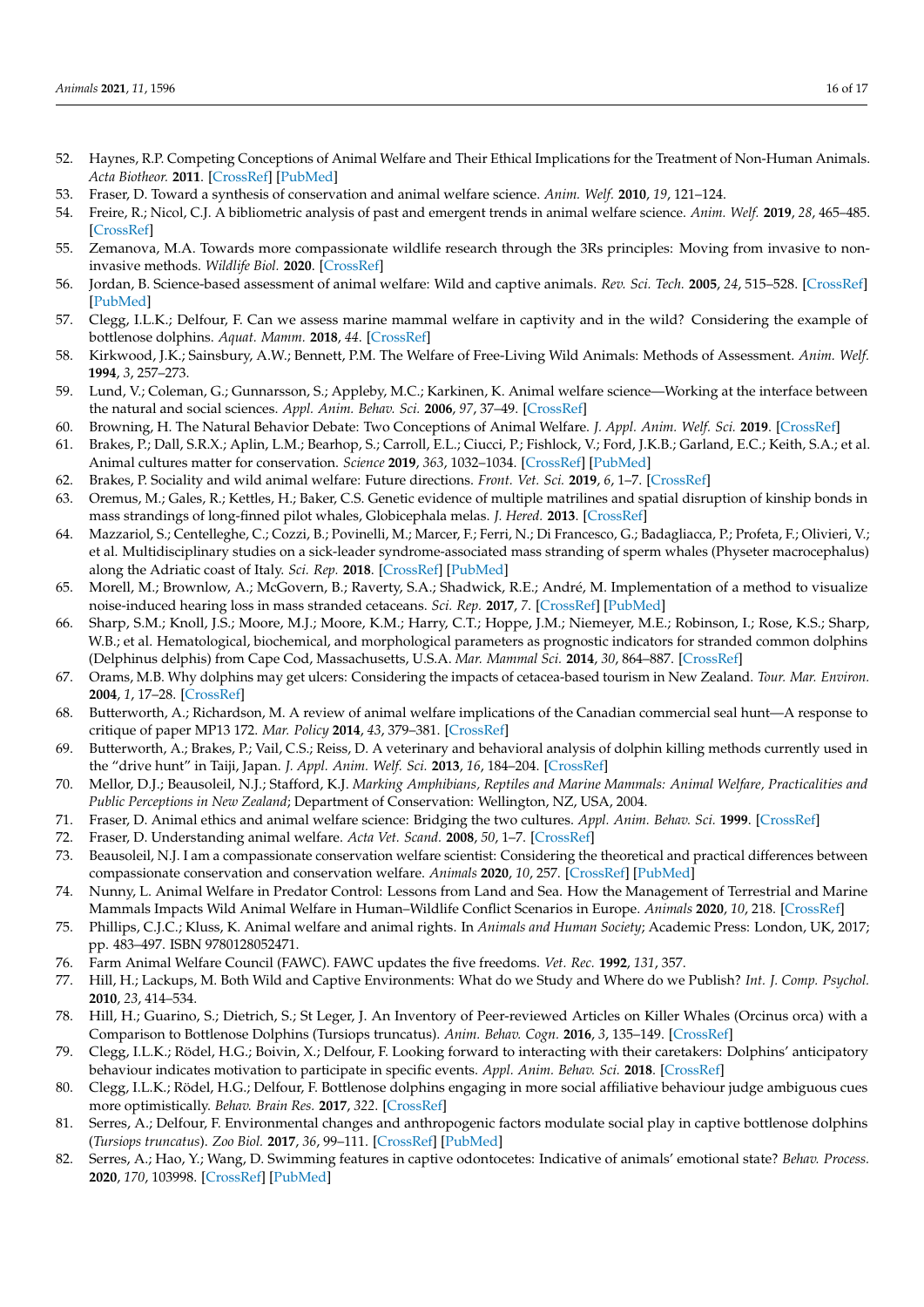52. Haynes, R.P. Competing Conceptions of Animal Welfare and Their Ethical Implications for the Treatment of Non-Human Animals. *Acta Biotheor.* **2011**. [CrossRef] [PubMed]
53. Fraser, D. Toward a synthesis of conservation and animal welfare science. *Anim. Welf.* **2010**, *19*, 121–124.
54. Freire, R.; Nicol, C.J. A bibliometric analysis of past and emergent trends in animal welfare science. *Anim. Welf.* **2019**, *28*, 465–485. [CrossRef]
55. Zemanova, M.A. Towards more compassionate wildlife research through the 3Rs principles: Moving from invasive to non-invasive methods. *Wildlife Biol.* **2020**. [CrossRef]
56. Jordan, B. Science-based assessment of animal welfare: Wild and captive animals. *Rev. Sci. Tech.* **2005**, *24*, 515–528. [CrossRef] [PubMed]
57. Clegg, I.L.K.; Delfour, F. Can we assess marine mammal welfare in captivity and in the wild? Considering the example of bottlenose dolphins. *Aquat. Mamm.* **2018**, *44*. [CrossRef]
58. Kirkwood, J.K.; Sainsbury, A.W.; Bennett, P.M. The Welfare of Free-Living Wild Animals: Methods of Assessment. *Anim. Welf.* **1994**, *3*, 257–273.
59. Lund, V.; Coleman, G.; Gunnarsson, S.; Appleby, M.C.; Karkinen, K. Animal welfare science—Working at the interface between the natural and social sciences. *Appl. Anim. Behav. Sci.* **2006**, *97*, 37–49. [CrossRef]
60. Browning, H. The Natural Behavior Debate: Two Conceptions of Animal Welfare. *J. Appl. Anim. Welf. Sci.* **2019**. [CrossRef]
61. Brakes, P.; Dall, S.R.X.; Aplin, L.M.; Bearhop, S.; Carroll, E.L.; Ciucci, P.; Fishlock, V.; Ford, J.K.B.; Garland, E.C.; Keith, S.A.; et al. Animal cultures matter for conservation. *Science* **2019**, *363*, 1032–1034. [CrossRef] [PubMed]
62. Brakes, P. Sociality and wild animal welfare: Future directions. *Front. Vet. Sci.* **2019**, *6*, 1–7. [CrossRef]
63. Oremus, M.; Gales, R.; Kettles, H.; Baker, C.S. Genetic evidence of multiple matrilines and spatial disruption of kinship bonds in mass strandings of long-finned pilot whales, Globicephala melas. *J. Hered.* **2013**. [CrossRef]
64. Mazzariol, S.; Centelleghe, C.; Cozzi, B.; Povinelli, M.; Marcer, F.; Ferri, N.; Di Francesco, G.; Badagliacca, P.; Profeta, F.; Olivieri, V.; et al. Multidisciplinary studies on a sick-leader syndrome-associated mass stranding of sperm whales (Physeter macrocephalus) along the Adriatic coast of Italy. *Sci. Rep.* **2018**. [CrossRef] [PubMed]
65. Morell, M.; Brownlow, A.; McGovern, B.; Raverty, S.A.; Shadwick, R.E.; André, M. Implementation of a method to visualize noise-induced hearing loss in mass stranded cetaceans. *Sci. Rep.* **2017**, *7*. [CrossRef] [PubMed]
66. Sharp, S.M.; Knoll, J.S.; Moore, M.J.; Moore, K.M.; Harry, C.T.; Hoppe, J.M.; Niemeyer, M.E.; Robinson, I.; Rose, K.S.; Sharp, W.B.; et al. Hematological, biochemical, and morphological parameters as prognostic indicators for stranded common dolphins (Delphinus delphis) from Cape Cod, Massachusetts, U.S.A. *Mar. Mammal Sci.* **2014**, *30*, 864–887. [CrossRef]
67. Orams, M.B. Why dolphins may get ulcers: Considering the impacts of cetacea-based tourism in New Zealand. *Tour. Mar. Environ.* **2004**, *1*, 17–28. [CrossRef]
68. Butterworth, A.; Richardson, M. A review of animal welfare implications of the Canadian commercial seal hunt—A response to critique of paper MP13 172. *Mar. Policy* **2014**, *43*, 379–381. [CrossRef]
69. Butterworth, A.; Brakes, P.; Vail, C.S.; Reiss, D. A veterinary and behavioral analysis of dolphin killing methods currently used in the "drive hunt" in Taiji, Japan. *J. Appl. Anim. Welf. Sci.* **2013**, *16*, 184–204. [CrossRef]
70. Mellor, D.J.; Beausoleil, N.J.; Stafford, K.J. *Marking Amphibians, Reptiles and Marine Mammals: Animal Welfare, Practicalities and Public Perceptions in New Zealand*; Department of Conservation: Wellington, NZ, USA, 2004.
71. Fraser, D. Animal ethics and animal welfare science: Bridging the two cultures. *Appl. Anim. Behav. Sci.* **1999**. [CrossRef]
72. Fraser, D. Understanding animal welfare. *Acta Vet. Scand.* **2008**, *50*, 1–7. [CrossRef]
73. Beausoleil, N.J. I am a compassionate conservation welfare scientist: Considering the theoretical and practical differences between compassionate conservation and conservation welfare. *Animals* **2020**, *10*, 257. [CrossRef] [PubMed]
74. Nunny, L. Animal Welfare in Predator Control: Lessons from Land and Sea. How the Management of Terrestrial and Marine Mammals Impacts Wild Animal Welfare in Human–Wildlife Conflict Scenarios in Europe. *Animals* **2020**, *10*, 218. [CrossRef]
75. Phillips, C.J.C.; Kluss, K. Animal welfare and animal rights. In *Animals and Human Society*; Academic Press: London, UK, 2017; pp. 483–497. ISBN 9780128052471.
76. Farm Animal Welfare Council (FAWC). FAWC updates the five freedoms. *Vet. Rec.* **1992**, *131*, 357.
77. Hill, H.; Lackups, M. Both Wild and Captive Environments: What do we Study and Where do we Publish? *Int. J. Comp. Psychol.* **2010**, *23*, 414–534.
78. Hill, H.; Guarino, S.; Dietrich, S.; St Leger, J. An Inventory of Peer-reviewed Articles on Killer Whales (Orcinus orca) with a Comparison to Bottlenose Dolphins (Tursiops truncatus). *Anim. Behav. Cogn.* **2016**, *3*, 135–149. [CrossRef]
79. Clegg, I.L.K.; Rödel, H.G.; Boivin, X.; Delfour, F. Looking forward to interacting with their caretakers: Dolphins' anticipatory behaviour indicates motivation to participate in specific events. *Appl. Anim. Behav. Sci.* **2018**. [CrossRef]
80. Clegg, I.L.K.; Rödel, H.G.; Delfour, F. Bottlenose dolphins engaging in more social affiliative behaviour judge ambiguous cues more optimistically. *Behav. Brain Res.* **2017**, *322*. [CrossRef]
81. Serres, A.; Delfour, F. Environmental changes and anthropogenic factors modulate social play in captive bottlenose dolphins (*Tursiops truncatus*). *Zoo Biol.* **2017**, *36*, 99–111. [CrossRef] [PubMed]
82. Serres, A.; Hao, Y.; Wang, D. Swimming features in captive odontocetes: Indicative of animals' emotional state? *Behav. Process.* **2020**, *170*, 103998. [CrossRef] [PubMed]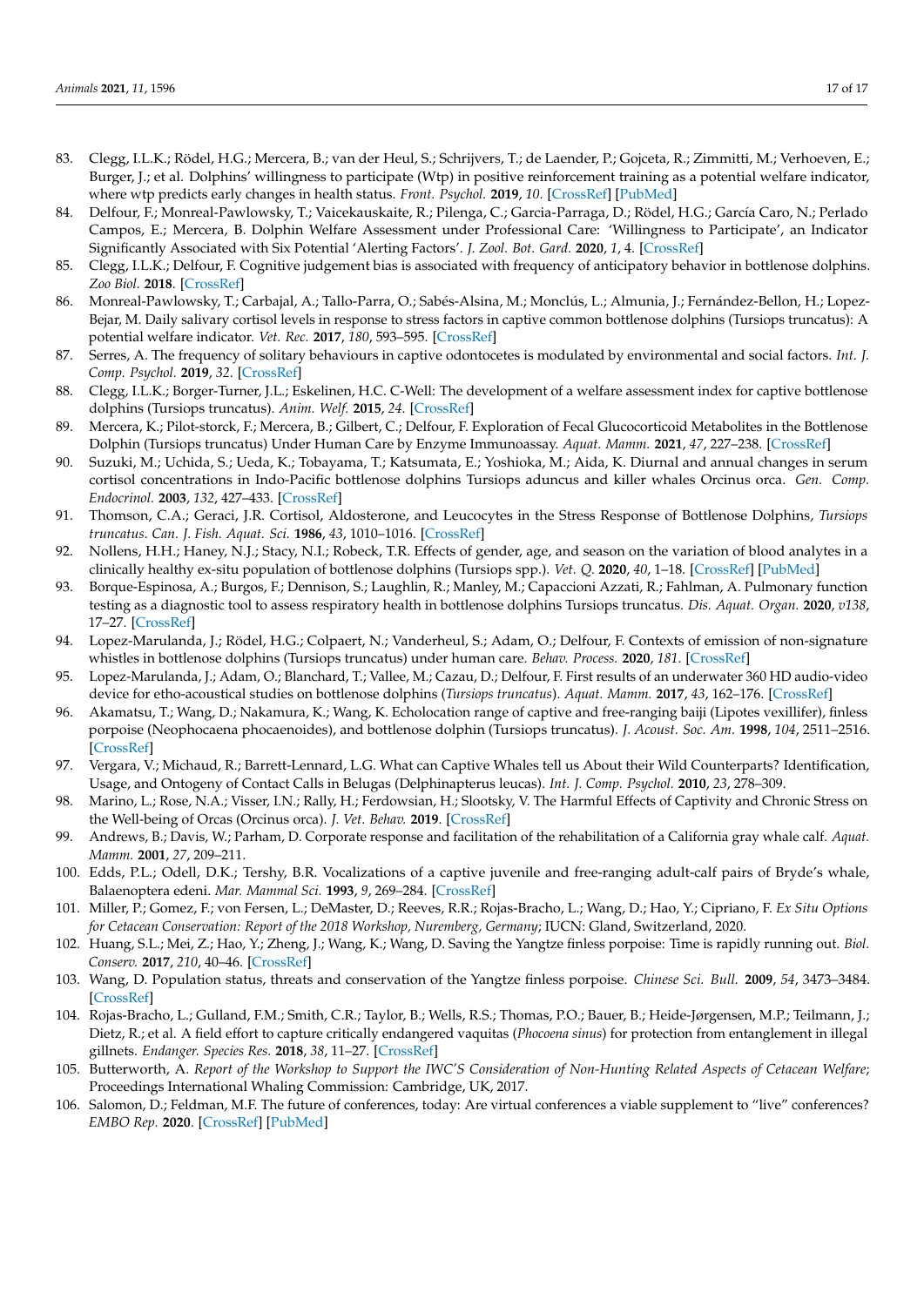83. Clegg, I.L.K.; Rödel, H.G.; Mercera, B.; van der Heul, S.; Schrijvers, T.; de Laender, P.; Gojceta, R.; Zimmitti, M.; Verhoeven, E.; Burger, J.; et al. Dolphins' willingness to participate (Wtp) in positive reinforcement training as a potential welfare indicator, where wtp predicts early changes in health status. *Front. Psychol.* **2019**, *10*. [CrossRef] [PubMed]
84. Delfour, F.; Monreal-Pawlowsky, T.; Vaicekauskaite, R.; Pilenga, C.; Garcia-Parraga, D.; Rödel, H.G.; García Caro, N.; Perlado Campos, E.; Mercera, B. Dolphin Welfare Assessment under Professional Care: 'Willingness to Participate', an Indicator Significantly Associated with Six Potential 'Alerting Factors'. *J. Zool. Bot. Gard.* **2020**, *1*, 4. [CrossRef]
85. Clegg, I.L.K.; Delfour, F. Cognitive judgement bias is associated with frequency of anticipatory behavior in bottlenose dolphins. *Zoo Biol.* **2018**. [CrossRef]
86. Monreal-Pawlowsky, T.; Carbajal, A.; Tallo-Parra, O.; Sabés-Alsina, M.; Monclús, L.; Almunia, J.; Fernández-Bellon, H.; Lopez-Bejar, M. Daily salivary cortisol levels in response to stress factors in captive common bottlenose dolphins (Tursiops truncatus): A potential welfare indicator. *Vet. Rec.* **2017**, *180*, 593–595. [CrossRef]
87. Serres, A. The frequency of solitary behaviours in captive odontocetes is modulated by environmental and social factors. *Int. J. Comp. Psychol.* **2019**, *32*. [CrossRef]
88. Clegg, I.L.K.; Borger-Turner, J.L.; Eskelinen, H.C. C-Well: The development of a welfare assessment index for captive bottlenose dolphins (Tursiops truncatus). *Anim. Welf.* **2015**, *24*. [CrossRef]
89. Mercera, K.; Pilot-storck, F.; Mercera, B.; Gilbert, C.; Delfour, F. Exploration of Fecal Glucocorticoid Metabolites in the Bottlenose Dolphin (Tursiops truncatus) Under Human Care by Enzyme Immunoassay. *Aquat. Mamm.* **2021**, *47*, 227–238. [CrossRef]
90. Suzuki, M.; Uchida, S.; Ueda, K.; Tobayama, T.; Katsumata, E.; Yoshioka, M.; Aida, K. Diurnal and annual changes in serum cortisol concentrations in Indo-Pacific bottlenose dolphins Tursiops aduncus and killer whales Orcinus orca. *Gen. Comp. Endocrinol.* **2003**, *132*, 427–433. [CrossRef]
91. Thomson, C.A.; Geraci, J.R. Cortisol, Aldosterone, and Leucocytes in the Stress Response of Bottlenose Dolphins, *Tursiops truncatus*. *Can. J. Fish. Aquat. Sci.* **1986**, *43*, 1010–1016. [CrossRef]
92. Nollens, H.H.; Haney, N.J.; Stacy, N.I.; Robeck, T.R. Effects of gender, age, and season on the variation of blood analytes in a clinically healthy ex-situ population of bottlenose dolphins (Tursiops spp.). *Vet. Q.* **2020**, *40*, 1–18. [CrossRef] [PubMed]
93. Borque-Espinosa, A.; Burgos, F.; Dennison, S.; Laughlin, R.; Manley, M.; Capaccioni Azzati, R.; Fahlman, A. Pulmonary function testing as a diagnostic tool to assess respiratory health in bottlenose dolphins Tursiops truncatus. *Dis. Aquat. Organ.* **2020**, *v138*, 17–27. [CrossRef]
94. Lopez-Marulanda, J.; Rödel, H.G.; Colpaert, N.; Vanderheul, S.; Adam, O.; Delfour, F. Contexts of emission of non-signature whistles in bottlenose dolphins (Tursiops truncatus) under human care. *Behav. Process.* **2020**, *181*. [CrossRef]
95. Lopez-Marulanda, J.; Adam, O.; Blanchard, T.; Vallee, M.; Cazau, D.; Delfour, F. First results of an underwater 360 HD audio-video device for etho-acoustical studies on bottlenose dolphins (*Tursiops truncatus*). *Aquat. Mamm.* **2017**, *43*, 162–176. [CrossRef]
96. Akamatsu, T.; Wang, D.; Nakamura, K.; Wang, K. Echolocation range of captive and free-ranging baiji (Lipotes vexillifer), finless porpoise (Neophocaena phocaenoides), and bottlenose dolphin (Tursiops truncatus). *J. Acoust. Soc. Am.* **1998**, *104*, 2511–2516. [CrossRef]
97. Vergara, V.; Michaud, R.; Barrett-Lennard, L.G. What can Captive Whales tell us About their Wild Counterparts? Identification, Usage, and Ontogeny of Contact Calls in Belugas (Delphinapterus leucas). *Int. J. Comp. Psychol.* **2010**, *23*, 278–309.
98. Marino, L.; Rose, N.A.; Visser, I.N.; Rally, H.; Ferdowsian, H.; Slootsky, V. The Harmful Effects of Captivity and Chronic Stress on the Well-being of Orcas (Orcinus orca). *J. Vet. Behav.* **2019**. [CrossRef]
99. Andrews, B.; Davis, W.; Parham, D. Corporate response and facilitation of the rehabilitation of a California gray whale calf. *Aquat. Mamm.* **2001**, *27*, 209–211.
100. Edds, P.L.; Odell, D.K.; Tershy, B.R. Vocalizations of a captive juvenile and free-ranging adult-calf pairs of Bryde's whale, Balaenoptera edeni. *Mar. Mammal Sci.* **1993**, *9*, 269–284. [CrossRef]
101. Miller, P.; Gomez, F.; von Fersen, L.; DeMaster, D.; Reeves, R.R.; Rojas-Bracho, L.; Wang, D.; Hao, Y.; Cipriano, F. *Ex Situ Options for Cetacean Conservation: Report of the 2018 Workshop, Nuremberg, Germany*; IUCN: Gland, Switzerland, 2020.
102. Huang, S.L.; Mei, Z.; Hao, Y.; Zheng, J.; Wang, K.; Wang, D. Saving the Yangtze finless porpoise: Time is rapidly running out. *Biol. Conserv.* **2017**, *210*, 40–46. [CrossRef]
103. Wang, D. Population status, threats and conservation of the Yangtze finless porpoise. *Chinese Sci. Bull.* **2009**, *54*, 3473–3484. [CrossRef]
104. Rojas-Bracho, L.; Gulland, F.M.; Smith, C.R.; Taylor, B.; Wells, R.S.; Thomas, P.O.; Bauer, B.; Heide-Jørgensen, M.P.; Teilmann, J.; Dietz, R.; et al. A field effort to capture critically endangered vaquitas (*Phocoena sinus*) for protection from entanglement in illegal gillnets. *Endanger. Species Res.* **2018**, *38*, 11–27. [CrossRef]
105. Butterworth, A. *Report of the Workshop to Support the IWC'S Consideration of Non-Hunting Related Aspects of Cetacean Welfare*; Proceedings International Whaling Commission: Cambridge, UK, 2017.
106. Salomon, D.; Feldman, M.F. The future of conferences, today: Are virtual conferences a viable supplement to "live" conferences? *EMBO Rep.* **2020**. [CrossRef] [PubMed]